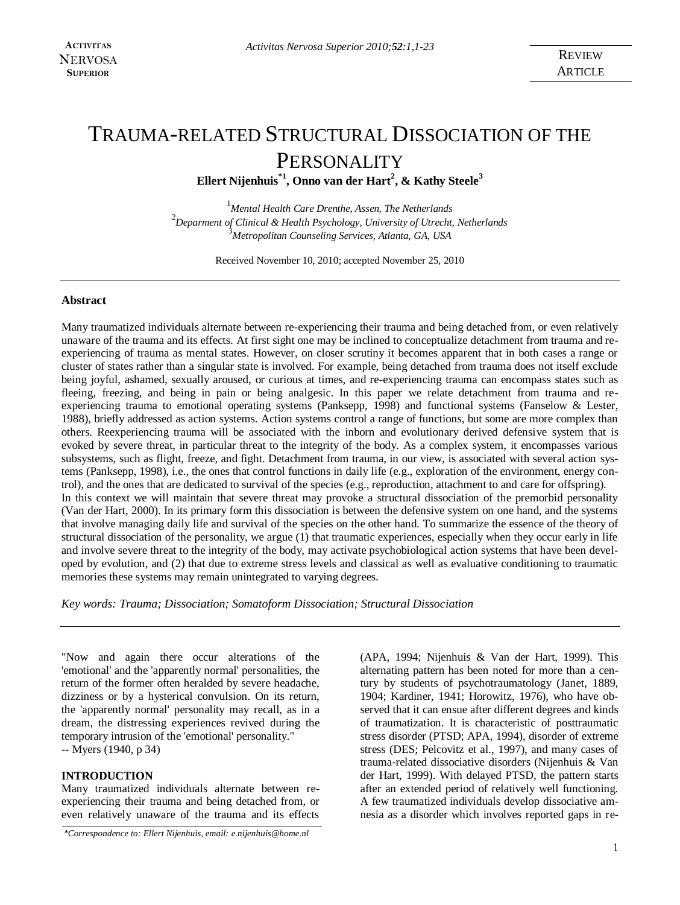# TRAUMA-RELATED STRUCTURAL DISSOCIATION OF THE PERSONALITY

**Ellert Nijenhuis[*1], Onno van der Hart[2], & Kathy Steele[3]**

[1] *Mental Health Care Drenthe, Assen, The Netherlands*
[2] *Deparment of Clinical & Health Psychology, University of Utrecht, Netherlands*
[3] *Metropolitan Counseling Services, Atlanta, GA, USA*

Received November 10, 2010; accepted November 25, 2010

## Abstract

Many traumatized individuals alternate between re-experiencing their trauma and being detached from, or even relatively unaware of the trauma and its effects. At first sight one may be inclined to conceptualize detachment from trauma and re-experiencing of trauma as mental states. However, on closer scrutiny it becomes apparent that in both cases a range or cluster of states rather than a singular state is involved. For example, being detached from trauma does not itself exclude being joyful, ashamed, sexually aroused, or curious at times, and re-experiencing trauma can encompass states such as fleeing, freezing, and being in pain or being analgesic. In this paper we relate detachment from trauma and re-experiencing trauma to emotional operating systems (Panksepp, 1998) and functional systems (Fanselow & Lester, 1988), briefly addressed as action systems. Action systems control a range of functions, but some are more complex than others. Reexperiencing trauma will be associated with the inborn and evolutionary derived defensive system that is evoked by severe threat, in particular threat to the integrity of the body. As a complex system, it encompasses various subsystems, such as flight, freeze, and fight. Detachment from trauma, in our view, is associated with several action systems (Panksepp, 1998), i.e., the ones that control functions in daily life (e.g., exploration of the environment, energy control), and the ones that are dedicated to survival of the species (e.g., reproduction, attachment to and care for offspring).

In this context we will maintain that severe threat may provoke a structural dissociation of the premorbid personality (Van der Hart, 2000). In its primary form this dissociation is between the defensive system on one hand, and the systems that involve managing daily life and survival of the species on the other hand. To summarize the essence of the theory of structural dissociation of the personality, we argue (1) that traumatic experiences, especially when they occur early in life and involve severe threat to the integrity of the body, may activate psychobiological action systems that have been developed by evolution, and (2) that due to extreme stress levels and classical as well as evaluative conditioning to traumatic memories these systems may remain unintegrated to varying degrees.

*Key words: Trauma; Dissociation; Somatoform Dissociation; Structural Dissociation*

---

"Now and again there occur alterations of the 'emotional' and the 'apparently normal' personalities, the return of the former often heralded by severe headache, dizziness or by a hysterical convulsion. On its return, the 'apparently normal' personality may recall, as in a dream, the distressing experiences revived during the temporary intrusion of the 'emotional' personality."
-- Myers (1940, p 34)

## INTRODUCTION

Many traumatized individuals alternate between re-experiencing their trauma and being detached from, or even relatively unaware of the trauma and its effects (APA, 1994; Nijenhuis & Van der Hart, 1999). This alternating pattern has been noted for more than a century by students of psychotraumatology (Janet, 1889, 1904; Kardiner, 1941; Horowitz, 1976), who have observed that it can ensue after different degrees and kinds of traumatization. It is characteristic of posttraumatic stress disorder (PTSD; APA, 1994), disorder of extreme stress (DES; Pelcovitz et al., 1997), and many cases of trauma-related dissociative disorders (Nijenhuis & Van der Hart, 1999). With delayed PTSD, the pattern starts after an extended period of relatively well functioning. A few traumatized individuals develop dissociative amnesia as a disorder which involves reported gaps in re-

*Correspondence to: Ellert Nijenhuis, email: e.nijenhuis@home.nl*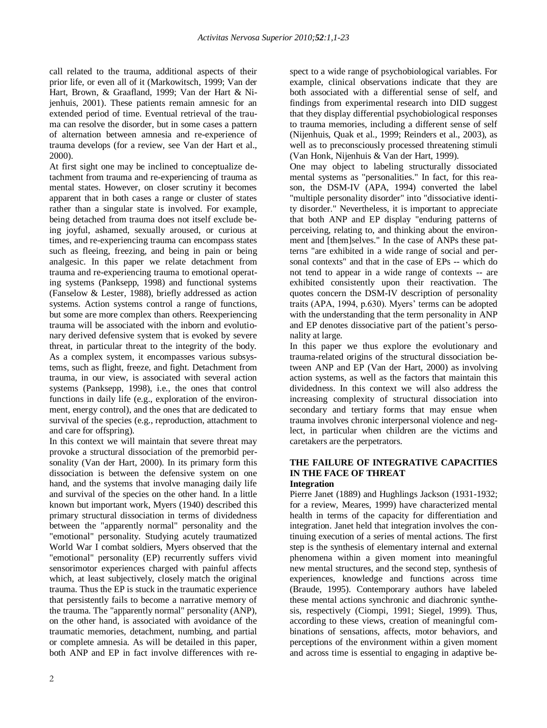call related to the trauma, additional aspects of their prior life, or even all of it (Markowitsch, 1999; Van der Hart, Brown, & Graafland, 1999; Van der Hart & Nijenhuis, 2001). These patients remain amnesic for an extended period of time. Eventual retrieval of the trauma can resolve the disorder, but in some cases a pattern of alternation between amnesia and re-experience of trauma develops (for a review, see Van der Hart et al., 2000).

At first sight one may be inclined to conceptualize detachment from trauma and re-experiencing of trauma as mental states. However, on closer scrutiny it becomes apparent that in both cases a range or cluster of states rather than a singular state is involved. For example, being detached from trauma does not itself exclude being joyful, ashamed, sexually aroused, or curious at times, and re-experiencing trauma can encompass states such as fleeing, freezing, and being in pain or being analgesic. In this paper we relate detachment from trauma and re-experiencing trauma to emotional operating systems (Panksepp, 1998) and functional systems (Fanselow & Lester, 1988), briefly addressed as action systems. Action systems control a range of functions, but some are more complex than others. Reexperiencing trauma will be associated with the inborn and evolutionary derived defensive system that is evoked by severe threat, in particular threat to the integrity of the body. As a complex system, it encompasses various subsystems, such as flight, freeze, and fight. Detachment from trauma, in our view, is associated with several action systems (Panksepp, 1998), i.e., the ones that control functions in daily life (e.g., exploration of the environment, energy control), and the ones that are dedicated to survival of the species (e.g., reproduction, attachment to and care for offspring).

In this context we will maintain that severe threat may provoke a structural dissociation of the premorbid personality (Van der Hart, 2000). In its primary form this dissociation is between the defensive system on one hand, and the systems that involve managing daily life and survival of the species on the other hand. In a little known but important work, Myers (1940) described this primary structural dissociation in terms of dividedness between the "apparently normal" personality and the "emotional" personality. Studying acutely traumatized World War I combat soldiers, Myers observed that the "emotional" personality (EP) recurrently suffers vivid sensorimotor experiences charged with painful affects which, at least subjectively, closely match the original trauma. Thus the EP is stuck in the traumatic experience that persistently fails to become a narrative memory of the trauma. The "apparently normal" personality (ANP), on the other hand, is associated with avoidance of the traumatic memories, detachment, numbing, and partial or complete amnesia. As will be detailed in this paper, both ANP and EP in fact involve differences with respect to a wide range of psychobiological variables. For example, clinical observations indicate that they are both associated with a differential sense of self, and findings from experimental research into DID suggest that they display differential psychobiological responses to trauma memories, including a different sense of self (Nijenhuis, Quak et al., 1999; Reinders et al., 2003), as well as to preconsciously processed threatening stimuli (Van Honk, Nijenhuis & Van der Hart, 1999).

One may object to labeling structurally dissociated mental systems as "personalities." In fact, for this reason, the DSM-IV (APA, 1994) converted the label "multiple personality disorder" into "dissociative identity disorder." Nevertheless, it is important to appreciate that both ANP and EP display "enduring patterns of perceiving, relating to, and thinking about the environment and [them]selves." In the case of ANPs these patterns "are exhibited in a wide range of social and personal contexts" and that in the case of EPs -- which do not tend to appear in a wide range of contexts -- are exhibited consistently upon their reactivation. The quotes concern the DSM-IV description of personality traits (APA, 1994, p.630). Myers' terms can be adopted with the understanding that the term personality in ANP and EP denotes dissociative part of the patient's personality at large.

In this paper we thus explore the evolutionary and trauma-related origins of the structural dissociation between ANP and EP (Van der Hart, 2000) as involving action systems, as well as the factors that maintain this dividedness. In this context we will also address the increasing complexity of structural dissociation into secondary and tertiary forms that may ensue when trauma involves chronic interpersonal violence and neglect, in particular when children are the victims and caretakers are the perpetrators.

## THE FAILURE OF INTEGRATIVE CAPACITIES IN THE FACE OF THREAT

### Integration

Pierre Janet (1889) and Hughlings Jackson (1931-1932; for a review, Meares, 1999) have characterized mental health in terms of the capacity for differentiation and integration. Janet held that integration involves the continuing execution of a series of mental actions. The first step is the synthesis of elementary internal and external phenomena within a given moment into meaningful new mental structures, and the second step, synthesis of experiences, knowledge and functions across time (Braude, 1995). Contemporary authors have labeled these mental actions synchronic and diachronic synthesis, respectively (Ciompi, 1991; Siegel, 1999). Thus, according to these views, creation of meaningful combinations of sensations, affects, motor behaviors, and perceptions of the environment within a given moment and across time is essential to engaging in adaptive be-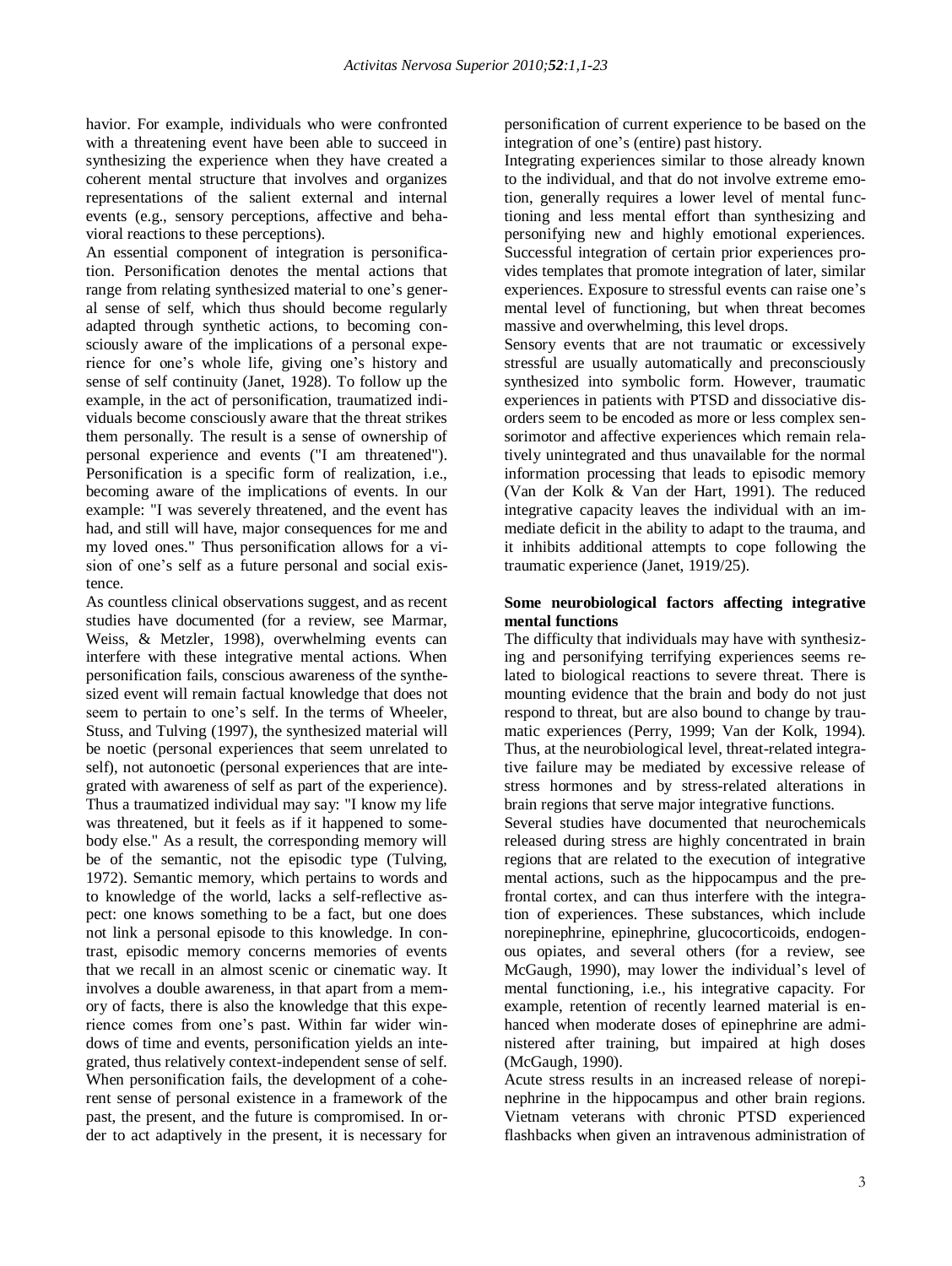havior. For example, individuals who were confronted with a threatening event have been able to succeed in synthesizing the experience when they have created a coherent mental structure that involves and organizes representations of the salient external and internal events (e.g., sensory perceptions, affective and behavioral reactions to these perceptions).

An essential component of integration is personification. Personification denotes the mental actions that range from relating synthesized material to one's general sense of self, which thus should become regularly adapted through synthetic actions, to becoming consciously aware of the implications of a personal experience for one's whole life, giving one's history and sense of self continuity (Janet, 1928). To follow up the example, in the act of personification, traumatized individuals become consciously aware that the threat strikes them personally. The result is a sense of ownership of personal experience and events ("I am threatened"). Personification is a specific form of realization, i.e., becoming aware of the implications of events. In our example: "I was severely threatened, and the event has had, and still will have, major consequences for me and my loved ones." Thus personification allows for a vision of one's self as a future personal and social existence.

As countless clinical observations suggest, and as recent studies have documented (for a review, see Marmar, Weiss, & Metzler, 1998), overwhelming events can interfere with these integrative mental actions. When personification fails, conscious awareness of the synthesized event will remain factual knowledge that does not seem to pertain to one's self. In the terms of Wheeler, Stuss, and Tulving (1997), the synthesized material will be noetic (personal experiences that seem unrelated to self), not autonoetic (personal experiences that are integrated with awareness of self as part of the experience). Thus a traumatized individual may say: "I know my life was threatened, but it feels as if it happened to somebody else." As a result, the corresponding memory will be of the semantic, not the episodic type (Tulving, 1972). Semantic memory, which pertains to words and to knowledge of the world, lacks a self-reflective aspect: one knows something to be a fact, but one does not link a personal episode to this knowledge. In contrast, episodic memory concerns memories of events that we recall in an almost scenic or cinematic way. It involves a double awareness, in that apart from a memory of facts, there is also the knowledge that this experience comes from one's past. Within far wider windows of time and events, personification yields an integrated, thus relatively context-independent sense of self. When personification fails, the development of a coherent sense of personal existence in a framework of the past, the present, and the future is compromised. In order to act adaptively in the present, it is necessary for personification of current experience to be based on the integration of one's (entire) past history.

Integrating experiences similar to those already known to the individual, and that do not involve extreme emotion, generally requires a lower level of mental functioning and less mental effort than synthesizing and personifying new and highly emotional experiences. Successful integration of certain prior experiences provides templates that promote integration of later, similar experiences. Exposure to stressful events can raise one's mental level of functioning, but when threat becomes massive and overwhelming, this level drops.

Sensory events that are not traumatic or excessively stressful are usually automatically and preconsciously synthesized into symbolic form. However, traumatic experiences in patients with PTSD and dissociative disorders seem to be encoded as more or less complex sensorimotor and affective experiences which remain relatively unintegrated and thus unavailable for the normal information processing that leads to episodic memory (Van der Kolk & Van der Hart, 1991). The reduced integrative capacity leaves the individual with an immediate deficit in the ability to adapt to the trauma, and it inhibits additional attempts to cope following the traumatic experience (Janet, 1919/25).

**Some neurobiological factors affecting integrative mental functions**

The difficulty that individuals may have with synthesizing and personifying terrifying experiences seems related to biological reactions to severe threat. There is mounting evidence that the brain and body do not just respond to threat, but are also bound to change by traumatic experiences (Perry, 1999; Van der Kolk, 1994). Thus, at the neurobiological level, threat-related integrative failure may be mediated by excessive release of stress hormones and by stress-related alterations in brain regions that serve major integrative functions.

Several studies have documented that neurochemicals released during stress are highly concentrated in brain regions that are related to the execution of integrative mental actions, such as the hippocampus and the prefrontal cortex, and can thus interfere with the integration of experiences. These substances, which include norepinephrine, epinephrine, glucocorticoids, endogenous opiates, and several others (for a review, see McGaugh, 1990), may lower the individual's level of mental functioning, i.e., his integrative capacity. For example, retention of recently learned material is enhanced when moderate doses of epinephrine are administered after training, but impaired at high doses (McGaugh, 1990).

Acute stress results in an increased release of norepinephrine in the hippocampus and other brain regions. Vietnam veterans with chronic PTSD experienced flashbacks when given an intravenous administration of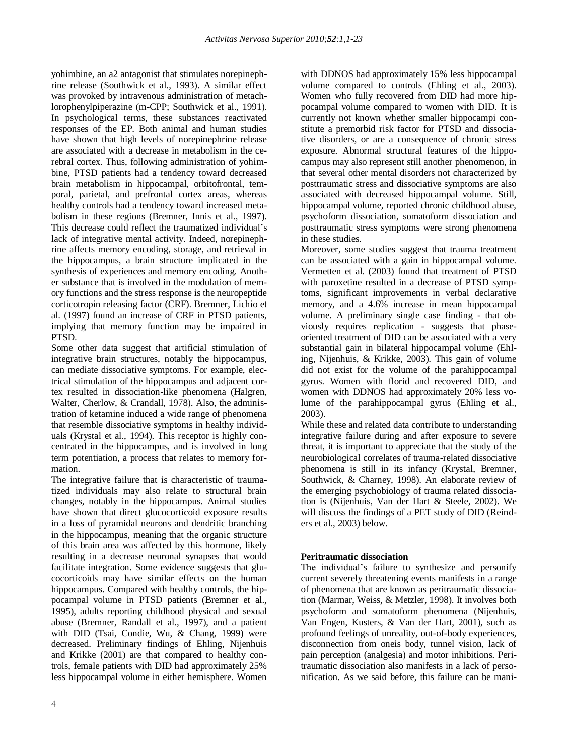yohimbine, an a2 antagonist that stimulates norepinephrine release (Southwick et al., 1993). A similar effect was provoked by intravenous administration of metachlorophenylpiperazine (m-CPP; Southwick et al., 1991). In psychological terms, these substances reactivated responses of the EP. Both animal and human studies have shown that high levels of norepinephrine release are associated with a decrease in metabolism in the cerebral cortex. Thus, following administration of yohimbine, PTSD patients had a tendency toward decreased brain metabolism in hippocampal, orbitofrontal, temporal, parietal, and prefrontal cortex areas, whereas healthy controls had a tendency toward increased metabolism in these regions (Bremner, Innis et al., 1997). This decrease could reflect the traumatized individual's lack of integrative mental activity. Indeed, norepinephrine affects memory encoding, storage, and retrieval in the hippocampus, a brain structure implicated in the synthesis of experiences and memory encoding. Another substance that is involved in the modulation of memory functions and the stress response is the neuropeptide corticotropin releasing factor (CRF). Bremner, Lichio et al. (1997) found an increase of CRF in PTSD patients, implying that memory function may be impaired in PTSD.

Some other data suggest that artificial stimulation of integrative brain structures, notably the hippocampus, can mediate dissociative symptoms. For example, electrical stimulation of the hippocampus and adjacent cortex resulted in dissociation-like phenomena (Halgren, Walter, Cherlow, & Crandall, 1978). Also, the administration of ketamine induced a wide range of phenomena that resemble dissociative symptoms in healthy individuals (Krystal et al., 1994). This receptor is highly concentrated in the hippocampus, and is involved in long term potentiation, a process that relates to memory formation.

The integrative failure that is characteristic of traumatized individuals may also relate to structural brain changes, notably in the hippocampus. Animal studies have shown that direct glucocorticoid exposure results in a loss of pyramidal neurons and dendritic branching in the hippocampus, meaning that the organic structure of this brain area was affected by this hormone, likely resulting in a decrease neuronal synapses that would facilitate integration. Some evidence suggests that glucocorticoids may have similar effects on the human hippocampus. Compared with healthy controls, the hippocampal volume in PTSD patients (Bremner et al., 1995), adults reporting childhood physical and sexual abuse (Bremner, Randall et al., 1997), and a patient with DID (Tsai, Condie, Wu, & Chang, 1999) were decreased. Preliminary findings of Ehling, Nijenhuis and Krikke (2001) are that compared to healthy controls, female patients with DID had approximately 25% less hippocampal volume in either hemisphere. Women with DDNOS had approximately 15% less hippocampal volume compared to controls (Ehling et al., 2003). Women who fully recovered from DID had more hippocampal volume compared to women with DID. It is currently not known whether smaller hippocampi constitute a premorbid risk factor for PTSD and dissociative disorders, or are a consequence of chronic stress exposure. Abnormal structural features of the hippocampus may also represent still another phenomenon, in that several other mental disorders not characterized by posttraumatic stress and dissociative symptoms are also associated with decreased hippocampal volume. Still, hippocampal volume, reported chronic childhood abuse, psychoform dissociation, somatoform dissociation and posttraumatic stress symptoms were strong phenomena in these studies.

Moreover, some studies suggest that trauma treatment can be associated with a gain in hippocampal volume. Vermetten et al. (2003) found that treatment of PTSD with paroxetine resulted in a decrease of PTSD symptoms, significant improvements in verbal declarative memory, and a 4.6% increase in mean hippocampal volume. A preliminary single case finding - that obviously requires replication - suggests that phase-oriented treatment of DID can be associated with a very substantial gain in bilateral hippocampal volume (Ehling, Nijenhuis, & Krikke, 2003). This gain of volume did not exist for the volume of the parahippocampal gyrus. Women with florid and recovered DID, and women with DDNOS had approximately 20% less volume of the parahippocampal gyrus (Ehling et al., 2003).

While these and related data contribute to understanding integrative failure during and after exposure to severe threat, it is important to appreciate that the study of the neurobiological correlates of trauma-related dissociative phenomena is still in its infancy (Krystal, Bremner, Southwick, & Charney, 1998). An elaborate review of the emerging psychobiology of trauma related dissociation is (Nijenhuis, Van der Hart & Steele, 2002). We will discuss the findings of a PET study of DID (Reinders et al., 2003) below.

**Peritraumatic dissociation**

The individual's failure to synthesize and personify current severely threatening events manifests in a range of phenomena that are known as peritraumatic dissociation (Marmar, Weiss, & Metzler, 1998). It involves both psychoform and somatoform phenomena (Nijenhuis, Van Engen, Kusters, & Van der Hart, 2001), such as profound feelings of unreality, out-of-body experiences, disconnection from oneis body, tunnel vision, lack of pain perception (analgesia) and motor inhibitions. Peritraumatic dissociation also manifests in a lack of personification. As we said before, this failure can be mani-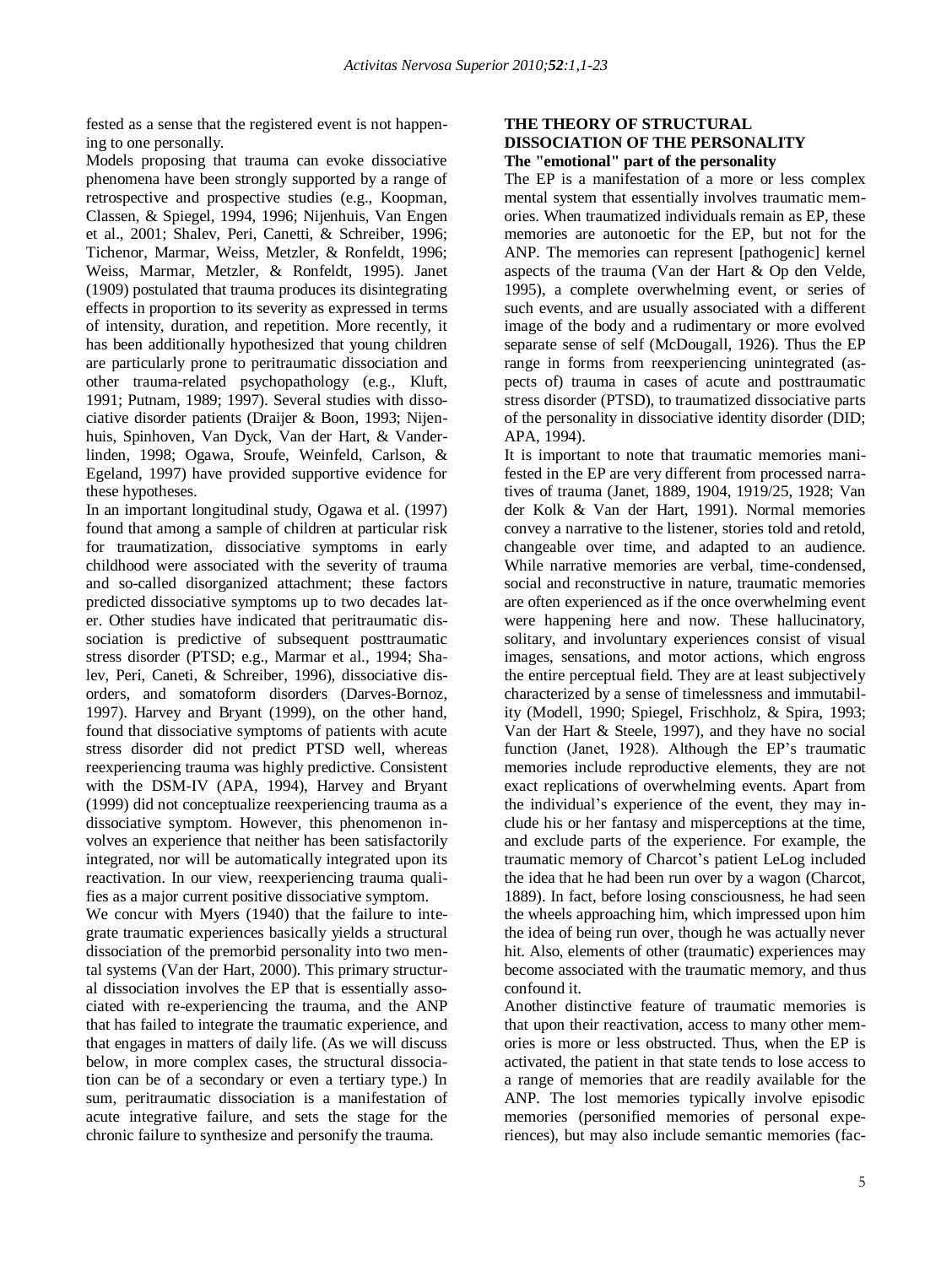fested as a sense that the registered event is not happening to one personally.

Models proposing that trauma can evoke dissociative phenomena have been strongly supported by a range of retrospective and prospective studies (e.g., Koopman, Classen, & Spiegel, 1994, 1996; Nijenhuis, Van Engen et al., 2001; Shalev, Peri, Canetti, & Schreiber, 1996; Tichenor, Marmar, Weiss, Metzler, & Ronfeldt, 1996; Weiss, Marmar, Metzler, & Ronfeldt, 1995). Janet (1909) postulated that trauma produces its disintegrating effects in proportion to its severity as expressed in terms of intensity, duration, and repetition. More recently, it has been additionally hypothesized that young children are particularly prone to peritraumatic dissociation and other trauma-related psychopathology (e.g., Kluft, 1991; Putnam, 1989; 1997). Several studies with dissociative disorder patients (Draijer & Boon, 1993; Nijenhuis, Spinhoven, Van Dyck, Van der Hart, & Vanderlinden, 1998; Ogawa, Sroufe, Weinfeld, Carlson, & Egeland, 1997) have provided supportive evidence for these hypotheses.

In an important longitudinal study, Ogawa et al. (1997) found that among a sample of children at particular risk for traumatization, dissociative symptoms in early childhood were associated with the severity of trauma and so-called disorganized attachment; these factors predicted dissociative symptoms up to two decades later. Other studies have indicated that peritraumatic dissociation is predictive of subsequent posttraumatic stress disorder (PTSD; e.g., Marmar et al., 1994; Shalev, Peri, Caneti, & Schreiber, 1996), dissociative disorders, and somatoform disorders (Darves-Bornoz, 1997). Harvey and Bryant (1999), on the other hand, found that dissociative symptoms of patients with acute stress disorder did not predict PTSD well, whereas reexperiencing trauma was highly predictive. Consistent with the DSM-IV (APA, 1994), Harvey and Bryant (1999) did not conceptualize reexperiencing trauma as a dissociative symptom. However, this phenomenon involves an experience that neither has been satisfactorily integrated, nor will be automatically integrated upon its reactivation. In our view, reexperiencing trauma qualifies as a major current positive dissociative symptom.

We concur with Myers (1940) that the failure to integrate traumatic experiences basically yields a structural dissociation of the premorbid personality into two mental systems (Van der Hart, 2000). This primary structural dissociation involves the EP that is essentially associated with re-experiencing the trauma, and the ANP that has failed to integrate the traumatic experience, and that engages in matters of daily life. (As we will discuss below, in more complex cases, the structural dissociation can be of a secondary or even a tertiary type.) In sum, peritraumatic dissociation is a manifestation of acute integrative failure, and sets the stage for the chronic failure to synthesize and personify the trauma.

## THE THEORY OF STRUCTURAL DISSOCIATION OF THE PERSONALITY

### The "emotional" part of the personality

The EP is a manifestation of a more or less complex mental system that essentially involves traumatic memories. When traumatized individuals remain as EP, these memories are autonoetic for the EP, but not for the ANP. The memories can represent [pathogenic] kernel aspects of the trauma (Van der Hart & Op den Velde, 1995), a complete overwhelming event, or series of such events, and are usually associated with a different image of the body and a rudimentary or more evolved separate sense of self (McDougall, 1926). Thus the EP range in forms from reexperiencing unintegrated (aspects of) trauma in cases of acute and posttraumatic stress disorder (PTSD), to traumatized dissociative parts of the personality in dissociative identity disorder (DID; APA, 1994).

It is important to note that traumatic memories manifested in the EP are very different from processed narratives of trauma (Janet, 1889, 1904, 1919/25, 1928; Van der Kolk & Van der Hart, 1991). Normal memories convey a narrative to the listener, stories told and retold, changeable over time, and adapted to an audience. While narrative memories are verbal, time-condensed, social and reconstructive in nature, traumatic memories are often experienced as if the once overwhelming event were happening here and now. These hallucinatory, solitary, and involuntary experiences consist of visual images, sensations, and motor actions, which engross the entire perceptual field. They are at least subjectively characterized by a sense of timelessness and immutability (Modell, 1990; Spiegel, Frischholz, & Spira, 1993; Van der Hart & Steele, 1997), and they have no social function (Janet, 1928). Although the EP's traumatic memories include reproductive elements, they are not exact replications of overwhelming events. Apart from the individual's experience of the event, they may include his or her fantasy and misperceptions at the time, and exclude parts of the experience. For example, the traumatic memory of Charcot's patient LeLog included the idea that he had been run over by a wagon (Charcot, 1889). In fact, before losing consciousness, he had seen the wheels approaching him, which impressed upon him the idea of being run over, though he was actually never hit. Also, elements of other (traumatic) experiences may become associated with the traumatic memory, and thus confound it.

Another distinctive feature of traumatic memories is that upon their reactivation, access to many other memories is more or less obstructed. Thus, when the EP is activated, the patient in that state tends to lose access to a range of memories that are readily available for the ANP. The lost memories typically involve episodic memories (personified memories of personal experiences), but may also include semantic memories (fac-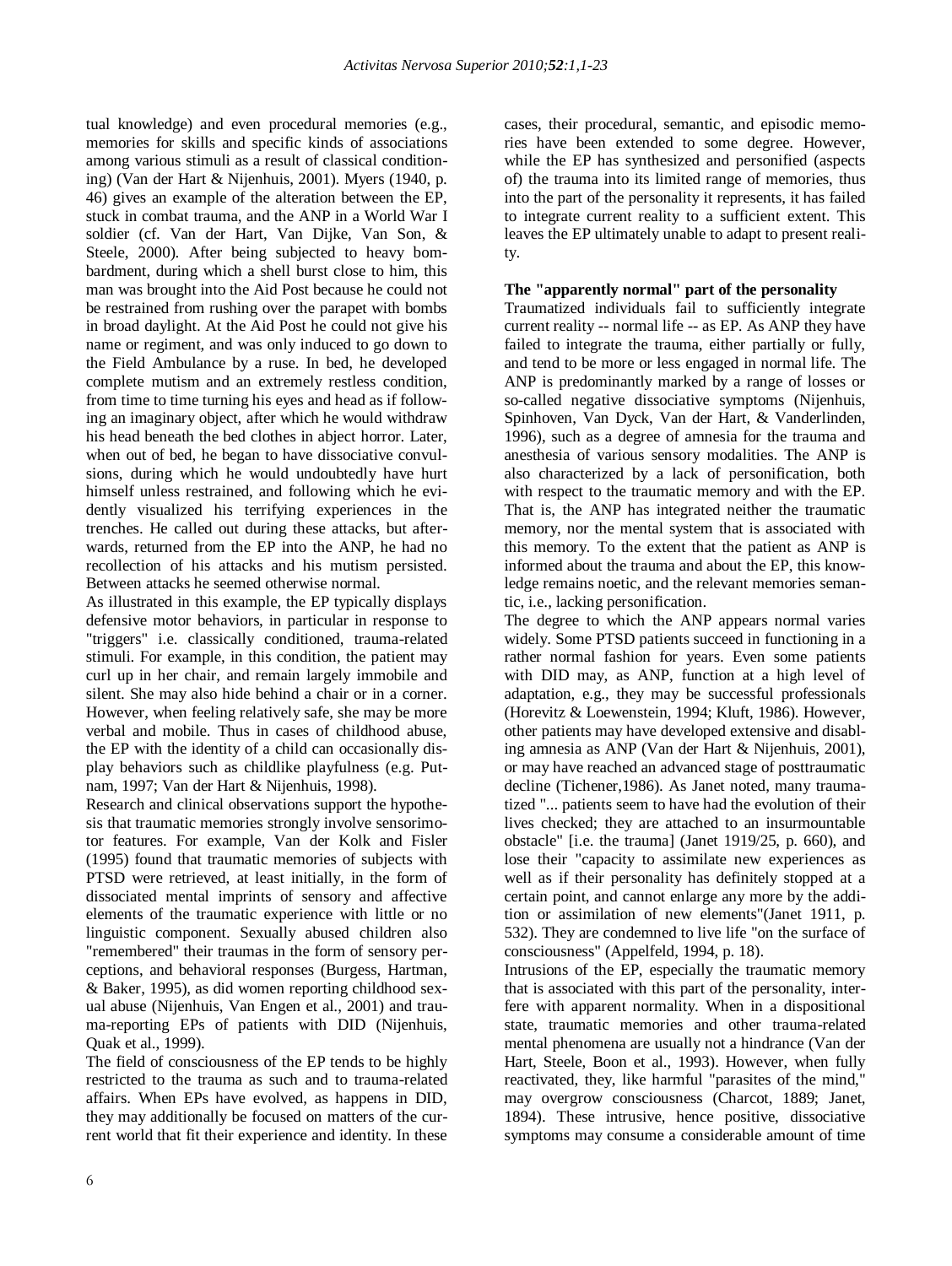tual knowledge) and even procedural memories (e.g., memories for skills and specific kinds of associations among various stimuli as a result of classical conditioning) (Van der Hart & Nijenhuis, 2001). Myers (1940, p. 46) gives an example of the alteration between the EP, stuck in combat trauma, and the ANP in a World War I soldier (cf. Van der Hart, Van Dijke, Van Son, & Steele, 2000). After being subjected to heavy bombardment, during which a shell burst close to him, this man was brought into the Aid Post because he could not be restrained from rushing over the parapet with bombs in broad daylight. At the Aid Post he could not give his name or regiment, and was only induced to go down to the Field Ambulance by a ruse. In bed, he developed complete mutism and an extremely restless condition, from time to time turning his eyes and head as if following an imaginary object, after which he would withdraw his head beneath the bed clothes in abject horror. Later, when out of bed, he began to have dissociative convulsions, during which he would undoubtedly have hurt himself unless restrained, and following which he evidently visualized his terrifying experiences in the trenches. He called out during these attacks, but afterwards, returned from the EP into the ANP, he had no recollection of his attacks and his mutism persisted. Between attacks he seemed otherwise normal.

As illustrated in this example, the EP typically displays defensive motor behaviors, in particular in response to "triggers" i.e. classically conditioned, trauma-related stimuli. For example, in this condition, the patient may curl up in her chair, and remain largely immobile and silent. She may also hide behind a chair or in a corner. However, when feeling relatively safe, she may be more verbal and mobile. Thus in cases of childhood abuse, the EP with the identity of a child can occasionally display behaviors such as childlike playfulness (e.g. Putnam, 1997; Van der Hart & Nijenhuis, 1998).

Research and clinical observations support the hypothesis that traumatic memories strongly involve sensorimotor features. For example, Van der Kolk and Fisler (1995) found that traumatic memories of subjects with PTSD were retrieved, at least initially, in the form of dissociated mental imprints of sensory and affective elements of the traumatic experience with little or no linguistic component. Sexually abused children also "remembered" their traumas in the form of sensory perceptions, and behavioral responses (Burgess, Hartman, & Baker, 1995), as did women reporting childhood sexual abuse (Nijenhuis, Van Engen et al., 2001) and trauma-reporting EPs of patients with DID (Nijenhuis, Quak et al., 1999).

The field of consciousness of the EP tends to be highly restricted to the trauma as such and to trauma-related affairs. When EPs have evolved, as happens in DID, they may additionally be focused on matters of the current world that fit their experience and identity. In these cases, their procedural, semantic, and episodic memories have been extended to some degree. However, while the EP has synthesized and personified (aspects of) the trauma into its limited range of memories, thus into the part of the personality it represents, it has failed to integrate current reality to a sufficient extent. This leaves the EP ultimately unable to adapt to present reality.

**The "apparently normal" part of the personality**

Traumatized individuals fail to sufficiently integrate current reality -- normal life -- as EP. As ANP they have failed to integrate the trauma, either partially or fully, and tend to be more or less engaged in normal life. The ANP is predominantly marked by a range of losses or so-called negative dissociative symptoms (Nijenhuis, Spinhoven, Van Dyck, Van der Hart, & Vanderlinden, 1996), such as a degree of amnesia for the trauma and anesthesia of various sensory modalities. The ANP is also characterized by a lack of personification, both with respect to the traumatic memory and with the EP. That is, the ANP has integrated neither the traumatic memory, nor the mental system that is associated with this memory. To the extent that the patient as ANP is informed about the trauma and about the EP, this knowledge remains noetic, and the relevant memories semantic, i.e., lacking personification.

The degree to which the ANP appears normal varies widely. Some PTSD patients succeed in functioning in a rather normal fashion for years. Even some patients with DID may, as ANP, function at a high level of adaptation, e.g., they may be successful professionals (Horevitz & Loewenstein, 1994; Kluft, 1986). However, other patients may have developed extensive and disabling amnesia as ANP (Van der Hart & Nijenhuis, 2001), or may have reached an advanced stage of posttraumatic decline (Tichener,1986). As Janet noted, many traumatized "... patients seem to have had the evolution of their lives checked; they are attached to an insurmountable obstacle" [i.e. the trauma] (Janet 1919/25, p. 660), and lose their "capacity to assimilate new experiences as well as if their personality has definitely stopped at a certain point, and cannot enlarge any more by the addition or assimilation of new elements"(Janet 1911, p. 532). They are condemned to live life "on the surface of consciousness" (Appelfeld, 1994, p. 18).

Intrusions of the EP, especially the traumatic memory that is associated with this part of the personality, interfere with apparent normality. When in a dispositional state, traumatic memories and other trauma-related mental phenomena are usually not a hindrance (Van der Hart, Steele, Boon et al., 1993). However, when fully reactivated, they, like harmful "parasites of the mind," may overgrow consciousness (Charcot, 1889; Janet, 1894). These intrusive, hence positive, dissociative symptoms may consume a considerable amount of time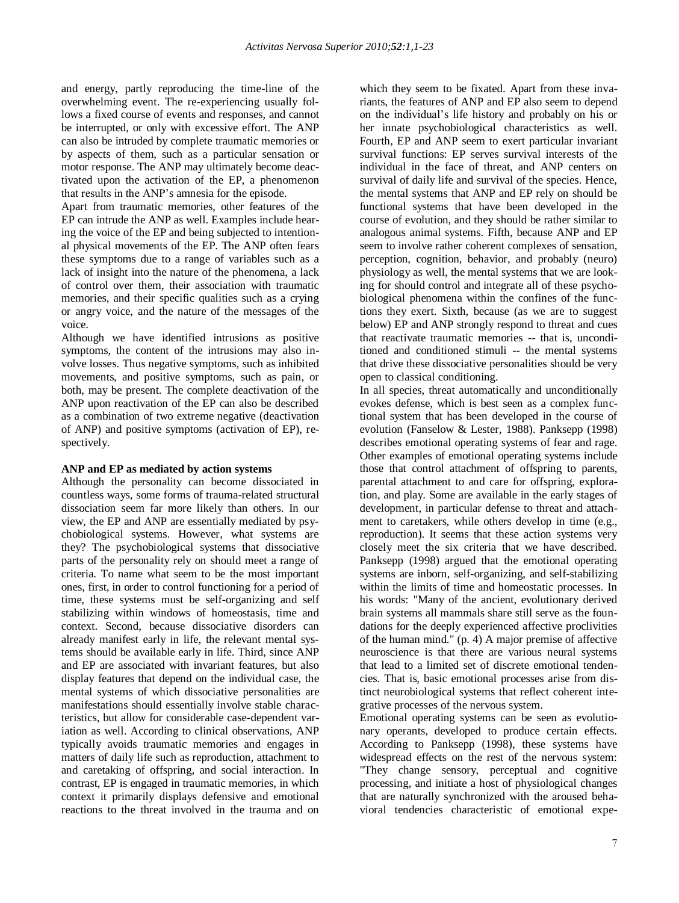and energy, partly reproducing the time-line of the overwhelming event. The re-experiencing usually follows a fixed course of events and responses, and cannot be interrupted, or only with excessive effort. The ANP can also be intruded by complete traumatic memories or by aspects of them, such as a particular sensation or motor response. The ANP may ultimately become deactivated upon the activation of the EP, a phenomenon that results in the ANP's amnesia for the episode.

Apart from traumatic memories, other features of the EP can intrude the ANP as well. Examples include hearing the voice of the EP and being subjected to intentional physical movements of the EP. The ANP often fears these symptoms due to a range of variables such as a lack of insight into the nature of the phenomena, a lack of control over them, their association with traumatic memories, and their specific qualities such as a crying or angry voice, and the nature of the messages of the voice.

Although we have identified intrusions as positive symptoms, the content of the intrusions may also involve losses. Thus negative symptoms, such as inhibited movements, and positive symptoms, such as pain, or both, may be present. The complete deactivation of the ANP upon reactivation of the EP can also be described as a combination of two extreme negative (deactivation of ANP) and positive symptoms (activation of EP), respectively.

**ANP and EP as mediated by action systems**

Although the personality can become dissociated in countless ways, some forms of trauma-related structural dissociation seem far more likely than others. In our view, the EP and ANP are essentially mediated by psychobiological systems. However, what systems are they? The psychobiological systems that dissociative parts of the personality rely on should meet a range of criteria. To name what seem to be the most important ones, first, in order to control functioning for a period of time, these systems must be self-organizing and self stabilizing within windows of homeostasis, time and context. Second, because dissociative disorders can already manifest early in life, the relevant mental systems should be available early in life. Third, since ANP and EP are associated with invariant features, but also display features that depend on the individual case, the mental systems of which dissociative personalities are manifestations should essentially involve stable characteristics, but allow for considerable case-dependent variation as well. According to clinical observations, ANP typically avoids traumatic memories and engages in matters of daily life such as reproduction, attachment to and caretaking of offspring, and social interaction. In contrast, EP is engaged in traumatic memories, in which context it primarily displays defensive and emotional reactions to the threat involved in the trauma and on which they seem to be fixated. Apart from these invariants, the features of ANP and EP also seem to depend on the individual's life history and probably on his or her innate psychobiological characteristics as well. Fourth, EP and ANP seem to exert particular invariant survival functions: EP serves survival interests of the individual in the face of threat, and ANP centers on survival of daily life and survival of the species. Hence, the mental systems that ANP and EP rely on should be functional systems that have been developed in the course of evolution, and they should be rather similar to analogous animal systems. Fifth, because ANP and EP seem to involve rather coherent complexes of sensation, perception, cognition, behavior, and probably (neuro) physiology as well, the mental systems that we are looking for should control and integrate all of these psychobiological phenomena within the confines of the functions they exert. Sixth, because (as we are to suggest below) EP and ANP strongly respond to threat and cues that reactivate traumatic memories -- that is, unconditioned and conditioned stimuli -- the mental systems that drive these dissociative personalities should be very open to classical conditioning.

In all species, threat automatically and unconditionally evokes defense, which is best seen as a complex functional system that has been developed in the course of evolution (Fanselow & Lester, 1988). Panksepp (1998) describes emotional operating systems of fear and rage. Other examples of emotional operating systems include those that control attachment of offspring to parents, parental attachment to and care for offspring, exploration, and play. Some are available in the early stages of development, in particular defense to threat and attachment to caretakers, while others develop in time (e.g., reproduction). It seems that these action systems very closely meet the six criteria that we have described. Panksepp (1998) argued that the emotional operating systems are inborn, self-organizing, and self-stabilizing within the limits of time and homeostatic processes. In his words: "Many of the ancient, evolutionary derived brain systems all mammals share still serve as the foundations for the deeply experienced affective proclivities of the human mind." (p. 4) A major premise of affective neuroscience is that there are various neural systems that lead to a limited set of discrete emotional tendencies. That is, basic emotional processes arise from distinct neurobiological systems that reflect coherent integrative processes of the nervous system.

Emotional operating systems can be seen as evolutionary operants, developed to produce certain effects. According to Panksepp (1998), these systems have widespread effects on the rest of the nervous system: "They change sensory, perceptual and cognitive processing, and initiate a host of physiological changes that are naturally synchronized with the aroused behavioral tendencies characteristic of emotional expe-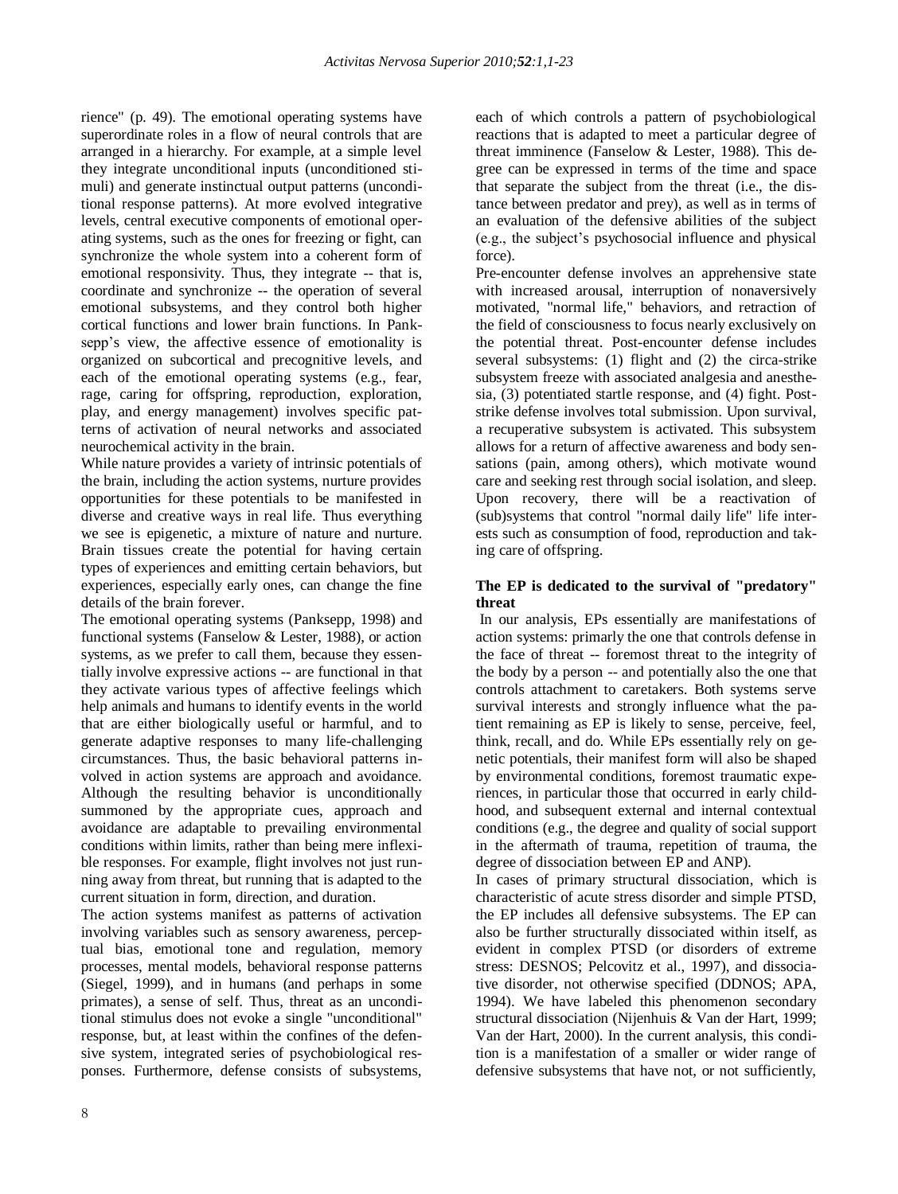rience" (p. 49). The emotional operating systems have superordinate roles in a flow of neural controls that are arranged in a hierarchy. For example, at a simple level they integrate unconditional inputs (unconditioned stimuli) and generate instinctual output patterns (unconditional response patterns). At more evolved integrative levels, central executive components of emotional operating systems, such as the ones for freezing or fight, can synchronize the whole system into a coherent form of emotional responsivity. Thus, they integrate -- that is, coordinate and synchronize -- the operation of several emotional subsystems, and they control both higher cortical functions and lower brain functions. In Panksepp's view, the affective essence of emotionality is organized on subcortical and precognitive levels, and each of the emotional operating systems (e.g., fear, rage, caring for offspring, reproduction, exploration, play, and energy management) involves specific patterns of activation of neural networks and associated neurochemical activity in the brain.

While nature provides a variety of intrinsic potentials of the brain, including the action systems, nurture provides opportunities for these potentials to be manifested in diverse and creative ways in real life. Thus everything we see is epigenetic, a mixture of nature and nurture. Brain tissues create the potential for having certain types of experiences and emitting certain behaviors, but experiences, especially early ones, can change the fine details of the brain forever.

The emotional operating systems (Panksepp, 1998) and functional systems (Fanselow & Lester, 1988), or action systems, as we prefer to call them, because they essentially involve expressive actions -- are functional in that they activate various types of affective feelings which help animals and humans to identify events in the world that are either biologically useful or harmful, and to generate adaptive responses to many life-challenging circumstances. Thus, the basic behavioral patterns involved in action systems are approach and avoidance. Although the resulting behavior is unconditionally summoned by the appropriate cues, approach and avoidance are adaptable to prevailing environmental conditions within limits, rather than being mere inflexible responses. For example, flight involves not just running away from threat, but running that is adapted to the current situation in form, direction, and duration.

The action systems manifest as patterns of activation involving variables such as sensory awareness, perceptual bias, emotional tone and regulation, memory processes, mental models, behavioral response patterns (Siegel, 1999), and in humans (and perhaps in some primates), a sense of self. Thus, threat as an unconditional stimulus does not evoke a single "unconditional" response, but, at least within the confines of the defensive system, integrated series of psychobiological responses. Furthermore, defense consists of subsystems, each of which controls a pattern of psychobiological reactions that is adapted to meet a particular degree of threat imminence (Fanselow & Lester, 1988). This degree can be expressed in terms of the time and space that separate the subject from the threat (i.e., the distance between predator and prey), as well as in terms of an evaluation of the defensive abilities of the subject (e.g., the subject's psychosocial influence and physical force).

Pre-encounter defense involves an apprehensive state with increased arousal, interruption of nonaversively motivated, "normal life," behaviors, and retraction of the field of consciousness to focus nearly exclusively on the potential threat. Post-encounter defense includes several subsystems: (1) flight and (2) the circa-strike subsystem freeze with associated analgesia and anesthesia, (3) potentiated startle response, and (4) fight. Post-strike defense involves total submission. Upon survival, a recuperative subsystem is activated. This subsystem allows for a return of affective awareness and body sensations (pain, among others), which motivate wound care and seeking rest through social isolation, and sleep. Upon recovery, there will be a reactivation of (sub)systems that control "normal daily life" life interests such as consumption of food, reproduction and taking care of offspring.

**The EP is dedicated to the survival of "predatory" threat**

In our analysis, EPs essentially are manifestations of action systems: primarily the one that controls defense in the face of threat -- foremost threat to the integrity of the body by a person -- and potentially also the one that controls attachment to caretakers. Both systems serve survival interests and strongly influence what the patient remaining as EP is likely to sense, perceive, feel, think, recall, and do. While EPs essentially rely on genetic potentials, their manifest form will also be shaped by environmental conditions, foremost traumatic experiences, in particular those that occurred in early childhood, and subsequent external and internal contextual conditions (e.g., the degree and quality of social support in the aftermath of trauma, repetition of trauma, the degree of dissociation between EP and ANP).

In cases of primary structural dissociation, which is characteristic of acute stress disorder and simple PTSD, the EP includes all defensive subsystems. The EP can also be further structurally dissociated within itself, as evident in complex PTSD (or disorders of extreme stress: DESNOS; Pelcovitz et al., 1997), and dissociative disorder, not otherwise specified (DDNOS; APA, 1994). We have labeled this phenomenon secondary structural dissociation (Nijenhuis & Van der Hart, 1999; Van der Hart, 2000). In the current analysis, this condition is a manifestation of a smaller or wider range of defensive subsystems that have not, or not sufficiently,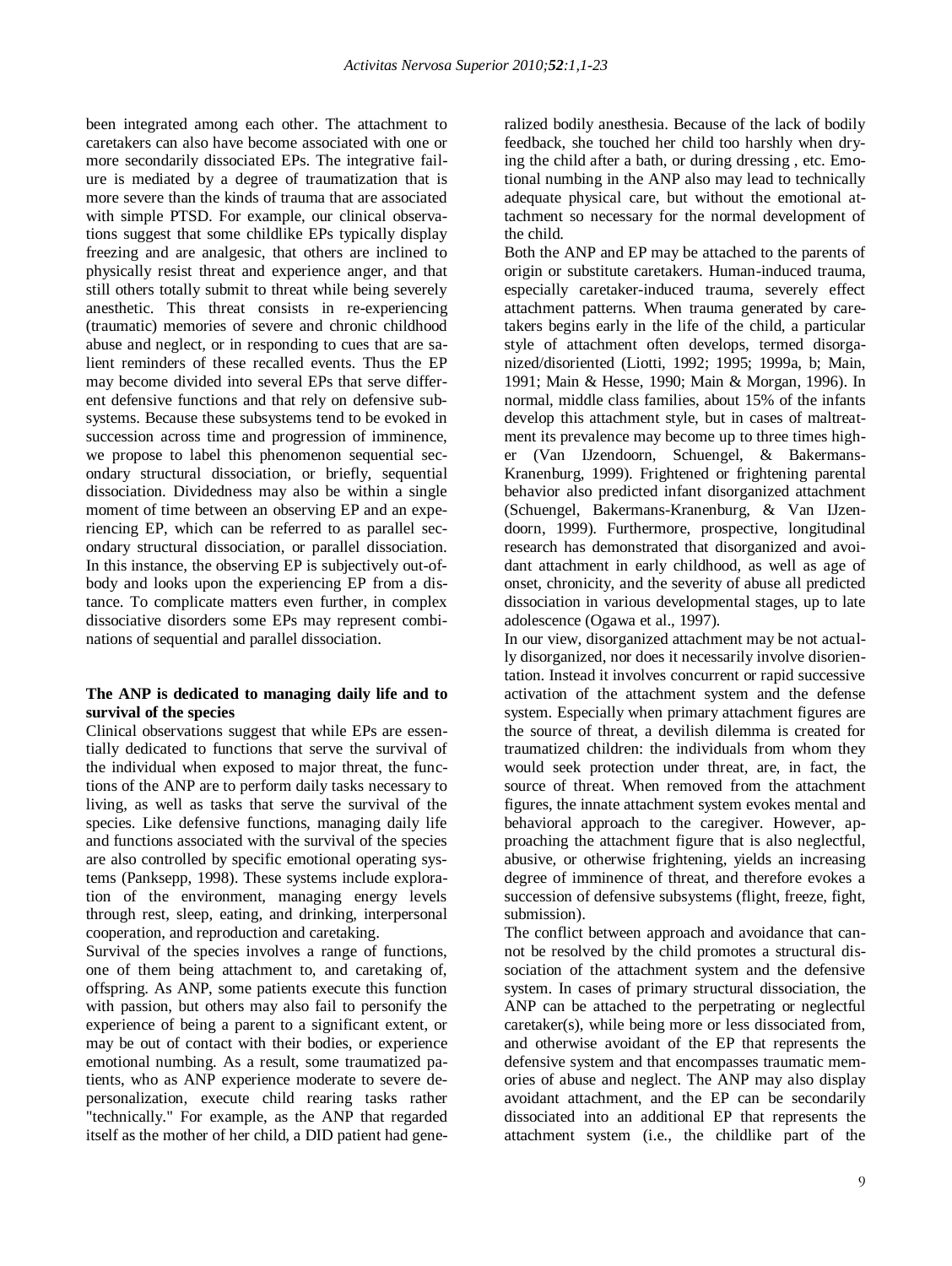been integrated among each other. The attachment to caretakers can also have become associated with one or more secondarily dissociated EPs. The integrative failure is mediated by a degree of traumatization that is more severe than the kinds of trauma that are associated with simple PTSD. For example, our clinical observations suggest that some childlike EPs typically display freezing and are analgesic, that others are inclined to physically resist threat and experience anger, and that still others totally submit to threat while being severely anesthetic. This threat consists in re-experiencing (traumatic) memories of severe and chronic childhood abuse and neglect, or in responding to cues that are salient reminders of these recalled events. Thus the EP may become divided into several EPs that serve different defensive functions and that rely on defensive subsystems. Because these subsystems tend to be evoked in succession across time and progression of imminence, we propose to label this phenomenon sequential secondary structural dissociation, or briefly, sequential dissociation. Dividedness may also be within a single moment of time between an observing EP and an experiencing EP, which can be referred to as parallel secondary structural dissociation, or parallel dissociation. In this instance, the observing EP is subjectively out-of-body and looks upon the experiencing EP from a distance. To complicate matters even further, in complex dissociative disorders some EPs may represent combinations of sequential and parallel dissociation.

**The ANP is dedicated to managing daily life and to survival of the species**

Clinical observations suggest that while EPs are essentially dedicated to functions that serve the survival of the individual when exposed to major threat, the functions of the ANP are to perform daily tasks necessary to living, as well as tasks that serve the survival of the species. Like defensive functions, managing daily life and functions associated with the survival of the species are also controlled by specific emotional operating systems (Panksepp, 1998). These systems include exploration of the environment, managing energy levels through rest, sleep, eating, and drinking, interpersonal cooperation, and reproduction and caretaking.

Survival of the species involves a range of functions, one of them being attachment to, and caretaking of, offspring. As ANP, some patients execute this function with passion, but others may also fail to personify the experience of being a parent to a significant extent, or may be out of contact with their bodies, or experience emotional numbing. As a result, some traumatized patients, who as ANP experience moderate to severe depersonalization, execute child rearing tasks rather "technically." For example, as the ANP that regarded itself as the mother of her child, a DID patient had generalized bodily anesthesia. Because of the lack of bodily feedback, she touched her child too harshly when drying the child after a bath, or during dressing , etc. Emotional numbing in the ANP also may lead to technically adequate physical care, but without the emotional attachment so necessary for the normal development of the child.

Both the ANP and EP may be attached to the parents of origin or substitute caretakers. Human-induced trauma, especially caretaker-induced trauma, severely effect attachment patterns. When trauma generated by caretakers begins early in the life of the child, a particular style of attachment often develops, termed disorganized/disoriented (Liotti, 1992; 1995; 1999a, b; Main, 1991; Main & Hesse, 1990; Main & Morgan, 1996). In normal, middle class families, about 15% of the infants develop this attachment style, but in cases of maltreatment its prevalence may become up to three times higher (Van IJzendoorn, Schuengel, & Bakermans-Kranenburg, 1999). Frightened or frightening parental behavior also predicted infant disorganized attachment (Schuengel, Bakermans-Kranenburg, & Van IJzendoorn, 1999). Furthermore, prospective, longitudinal research has demonstrated that disorganized and avoidant attachment in early childhood, as well as age of onset, chronicity, and the severity of abuse all predicted dissociation in various developmental stages, up to late adolescence (Ogawa et al., 1997).

In our view, disorganized attachment may be not actually disorganized, nor does it necessarily involve disorientation. Instead it involves concurrent or rapid successive activation of the attachment system and the defense system. Especially when primary attachment figures are the source of threat, a devilish dilemma is created for traumatized children: the individuals from whom they would seek protection under threat, are, in fact, the source of threat. When removed from the attachment figures, the innate attachment system evokes mental and behavioral approach to the caregiver. However, approaching the attachment figure that is also neglectful, abusive, or otherwise frightening, yields an increasing degree of imminence of threat, and therefore evokes a succession of defensive subsystems (flight, freeze, fight, submission).

The conflict between approach and avoidance that cannot be resolved by the child promotes a structural dissociation of the attachment system and the defensive system. In cases of primary structural dissociation, the ANP can be attached to the perpetrating or neglectful caretaker(s), while being more or less dissociated from, and otherwise avoidant of the EP that represents the defensive system and that encompasses traumatic memories of abuse and neglect. The ANP may also display avoidant attachment, and the EP can be secondarily dissociated into an additional EP that represents the attachment system (i.e., the childlike part of the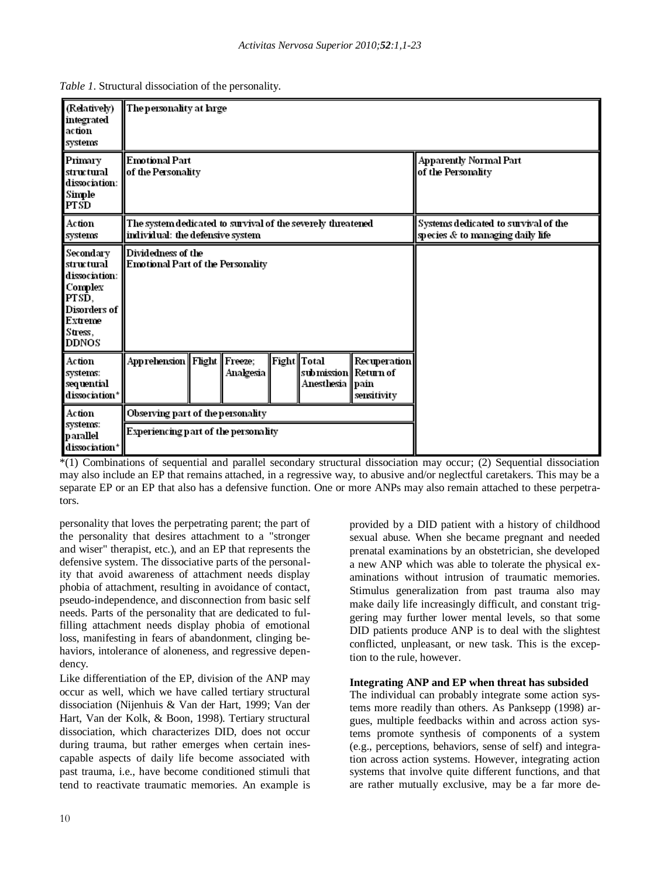*Table 1*. Structural dissociation of the personality.

| (Relatively) integrated action systems | The personality at large | | | | | | |
|---|---|---|---|---|---|---|---|
| Primary structural dissociation: Simple PTSD | Emotional Part of the Personality | | | | | | Apparently Normal Part of the Personality |
| Action systems | The system dedicated to survival of the severely threatened individual: the defensive system | | | | | | Systems dedicated to survival of the species & to managing daily life |
| Secondary structural dissociation: Complex PTSD, Disorders of Extreme Stress, DDNOS | Dividedness of the Emotional Part of the Personality | | | | | | |
| Action systems: sequential dissociation* | Apprehension | Flight | Freeze; Analgesia | Fight | Total submission Anesthesia | Recuperation Return of pain sensitivity | |
| Action systems: parallel dissociation* | Observing part of the personality | | | | | | |
| | Experiencing part of the personality | | | | | | |

*(1) Combinations of sequential and parallel secondary structural dissociation may occur; (2) Sequential dissociation may also include an EP that remains attached, in a regressive way, to abusive and/or neglectful caretakers. This may be a separate EP or an EP that also has a defensive function. One or more ANPs may also remain attached to these perpetrators.

personality that loves the perpetrating parent; the part of the personality that desires attachment to a "stronger and wiser" therapist, etc.), and an EP that represents the defensive system. The dissociative parts of the personality that avoid awareness of attachment needs display phobia of attachment, resulting in avoidance of contact, pseudo-independence, and disconnection from basic self needs. Parts of the personality that are dedicated to fulfilling attachment needs display phobia of emotional loss, manifesting in fears of abandonment, clinging behaviors, intolerance of aloneness, and regressive dependency.

Like differentiation of the EP, division of the ANP may occur as well, which we have called tertiary structural dissociation (Nijenhuis & Van der Hart, 1999; Van der Hart, Van der Kolk, & Boon, 1998). Tertiary structural dissociation, which characterizes DID, does not occur during trauma, but rather emerges when certain inescapable aspects of daily life become associated with past trauma, i.e., have become conditioned stimuli that tend to reactivate traumatic memories. An example is provided by a DID patient with a history of childhood sexual abuse. When she became pregnant and needed prenatal examinations by an obstetrician, she developed a new ANP which was able to tolerate the physical examinations without intrusion of traumatic memories. Stimulus generalization from past trauma also may make daily life increasingly difficult, and constant triggering may further lower mental levels, so that some DID patients produce ANP is to deal with the slightest conflicted, unpleasant, or new task. This is the exception to the rule, however.

### Integrating ANP and EP when threat has subsided

The individual can probably integrate some action systems more readily than others. As Panksepp (1998) argues, multiple feedbacks within and across action systems promote synthesis of components of a system (e.g., perceptions, behaviors, sense of self) and integration across action systems. However, integrating action systems that involve quite different functions, and that are rather mutually exclusive, may be a far more de-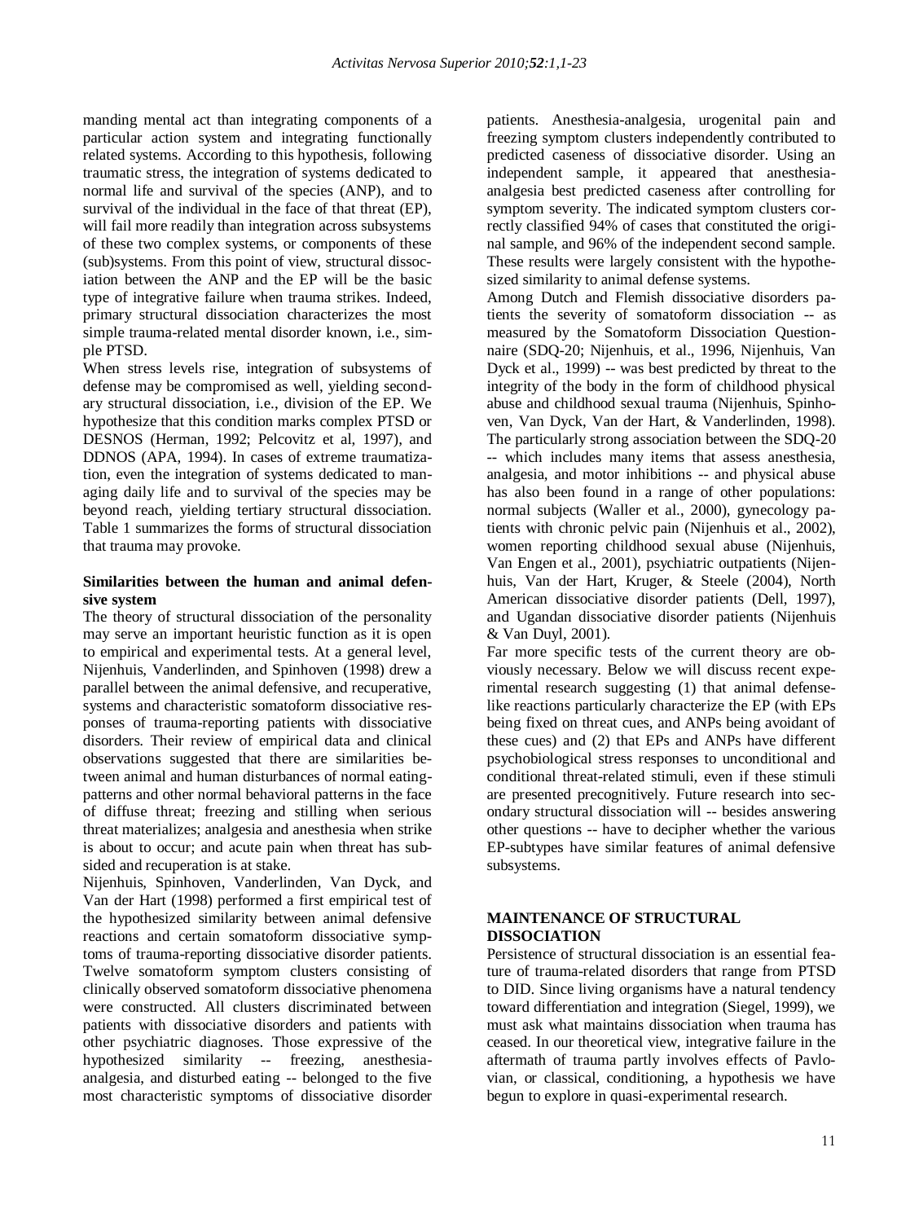manding mental act than integrating components of a particular action system and integrating functionally related systems. According to this hypothesis, following traumatic stress, the integration of systems dedicated to normal life and survival of the species (ANP), and to survival of the individual in the face of that threat (EP), will fail more readily than integration across subsystems of these two complex systems, or components of these (sub)systems. From this point of view, structural dissociation between the ANP and the EP will be the basic type of integrative failure when trauma strikes. Indeed, primary structural dissociation characterizes the most simple trauma-related mental disorder known, i.e., simple PTSD.

When stress levels rise, integration of subsystems of defense may be compromised as well, yielding secondary structural dissociation, i.e., division of the EP. We hypothesize that this condition marks complex PTSD or DESNOS (Herman, 1992; Pelcovitz et al, 1997), and DDNOS (APA, 1994). In cases of extreme traumatization, even the integration of systems dedicated to managing daily life and to survival of the species may be beyond reach, yielding tertiary structural dissociation. Table 1 summarizes the forms of structural dissociation that trauma may provoke.

### Similarities between the human and animal defensive system

The theory of structural dissociation of the personality may serve an important heuristic function as it is open to empirical and experimental tests. At a general level, Nijenhuis, Vanderlinden, and Spinhoven (1998) drew a parallel between the animal defensive, and recuperative, systems and characteristic somatoform dissociative responses of trauma-reporting patients with dissociative disorders. Their review of empirical data and clinical observations suggested that there are similarities between animal and human disturbances of normal eating-patterns and other normal behavioral patterns in the face of diffuse threat; freezing and stilling when serious threat materializes; analgesia and anesthesia when strike is about to occur; and acute pain when threat has subsided and recuperation is at stake.

Nijenhuis, Spinhoven, Vanderlinden, Van Dyck, and Van der Hart (1998) performed a first empirical test of the hypothesized similarity between animal defensive reactions and certain somatoform dissociative symptoms of trauma-reporting dissociative disorder patients. Twelve somatoform symptom clusters consisting of clinically observed somatoform dissociative phenomena were constructed. All clusters discriminated between patients with dissociative disorders and patients with other psychiatric diagnoses. Those expressive of the hypothesized similarity -- freezing, anesthesia-analgesia, and disturbed eating -- belonged to the five most characteristic symptoms of dissociative disorder patients. Anesthesia-analgesia, urogenital pain and freezing symptom clusters independently contributed to predicted caseness of dissociative disorder. Using an independent sample, it appeared that anesthesia-analgesia best predicted caseness after controlling for symptom severity. The indicated symptom clusters correctly classified 94% of cases that constituted the original sample, and 96% of the independent second sample. These results were largely consistent with the hypothesized similarity to animal defense systems.

Among Dutch and Flemish dissociative disorders patients the severity of somatoform dissociation -- as measured by the Somatoform Dissociation Questionnaire (SDQ-20; Nijenhuis, et al., 1996, Nijenhuis, Van Dyck et al., 1999) -- was best predicted by threat to the integrity of the body in the form of childhood physical abuse and childhood sexual trauma (Nijenhuis, Spinhoven, Van Dyck, Van der Hart, & Vanderlinden, 1998). The particularly strong association between the SDQ-20 -- which includes many items that assess anesthesia, analgesia, and motor inhibitions -- and physical abuse has also been found in a range of other populations: normal subjects (Waller et al., 2000), gynecology patients with chronic pelvic pain (Nijenhuis et al., 2002), women reporting childhood sexual abuse (Nijenhuis, Van Engen et al., 2001), psychiatric outpatients (Nijenhuis, Van der Hart, Kruger, & Steele (2004), North American dissociative disorder patients (Dell, 1997), and Ugandan dissociative disorder patients (Nijenhuis & Van Duyl, 2001).

Far more specific tests of the current theory are obviously necessary. Below we will discuss recent experimental research suggesting (1) that animal defense-like reactions particularly characterize the EP (with EPs being fixed on threat cues, and ANPs being avoidant of these cues) and (2) that EPs and ANPs have different psychobiological stress responses to unconditional and conditional threat-related stimuli, even if these stimuli are presented precognitively. Future research into secondary structural dissociation will -- besides answering other questions -- have to decipher whether the various EP-subtypes have similar features of animal defensive subsystems.

## MAINTENANCE OF STRUCTURAL DISSOCIATION

Persistence of structural dissociation is an essential feature of trauma-related disorders that range from PTSD to DID. Since living organisms have a natural tendency toward differentiation and integration (Siegel, 1999), we must ask what maintains dissociation when trauma has ceased. In our theoretical view, integrative failure in the aftermath of trauma partly involves effects of Pavlovian, or classical, conditioning, a hypothesis we have begun to explore in quasi-experimental research.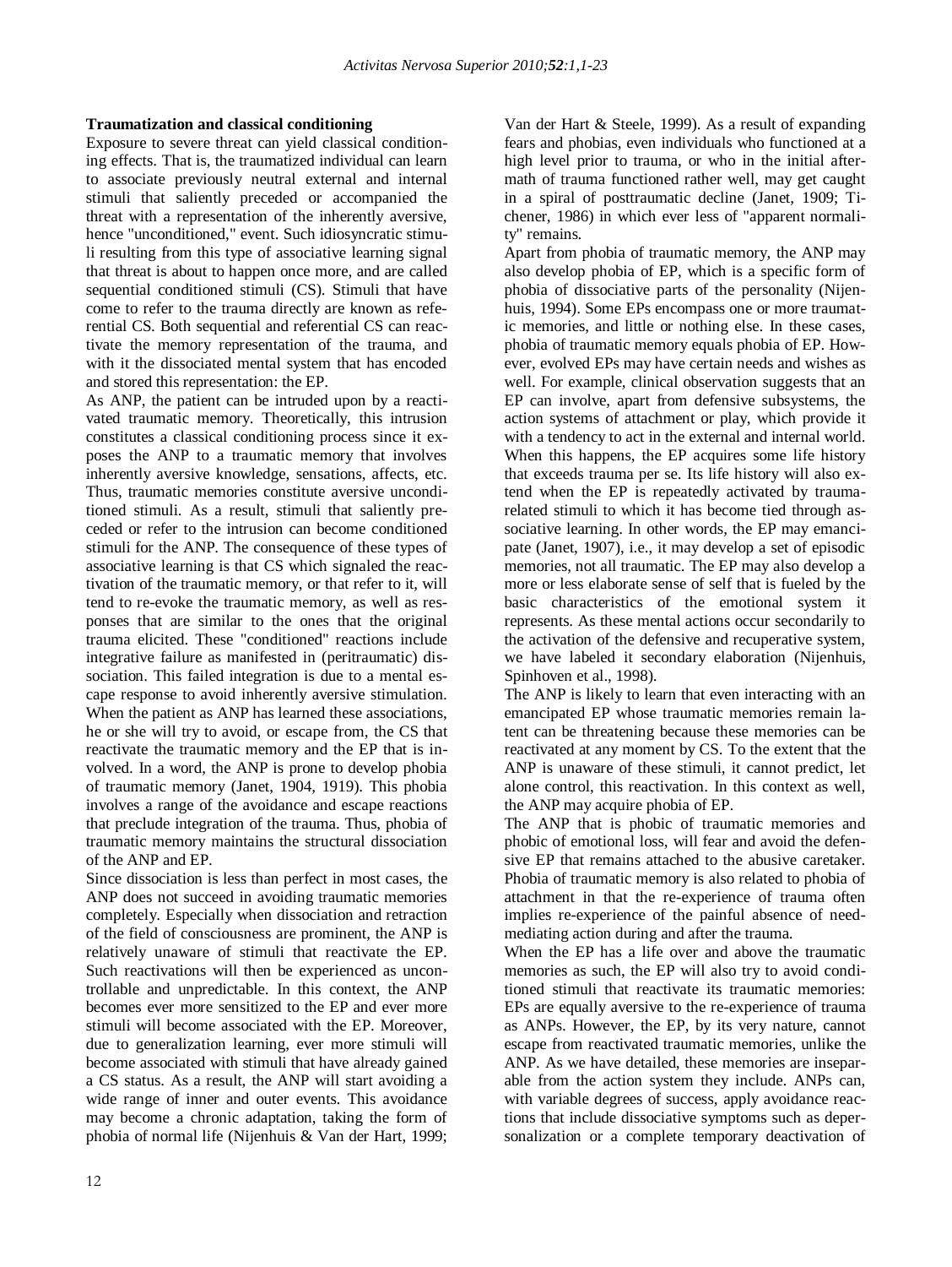**Traumatization and classical conditioning**

Exposure to severe threat can yield classical conditioning effects. That is, the traumatized individual can learn to associate previously neutral external and internal stimuli that saliently preceded or accompanied the threat with a representation of the inherently aversive, hence "unconditioned," event. Such idiosyncratic stimuli resulting from this type of associative learning signal that threat is about to happen once more, and are called sequential conditioned stimuli (CS). Stimuli that have come to refer to the trauma directly are known as referential CS. Both sequential and referential CS can reactivate the memory representation of the trauma, and with it the dissociated mental system that has encoded and stored this representation: the EP.

As ANP, the patient can be intruded upon by a reactivated traumatic memory. Theoretically, this intrusion constitutes a classical conditioning process since it exposes the ANP to a traumatic memory that involves inherently aversive knowledge, sensations, affects, etc. Thus, traumatic memories constitute aversive unconditioned stimuli. As a result, stimuli that saliently preceded or refer to the intrusion can become conditioned stimuli for the ANP. The consequence of these types of associative learning is that CS which signaled the reactivation of the traumatic memory, or that refer to it, will tend to re-evoke the traumatic memory, as well as responses that are similar to the ones that the original trauma elicited. These "conditioned" reactions include integrative failure as manifested in (peritraumatic) dissociation. This failed integration is due to a mental escape response to avoid inherently aversive stimulation. When the patient as ANP has learned these associations, he or she will try to avoid, or escape from, the CS that reactivate the traumatic memory and the EP that is involved. In a word, the ANP is prone to develop phobia of traumatic memory (Janet, 1904, 1919). This phobia involves a range of the avoidance and escape reactions that preclude integration of the trauma. Thus, phobia of traumatic memory maintains the structural dissociation of the ANP and EP.

Since dissociation is less than perfect in most cases, the ANP does not succeed in avoiding traumatic memories completely. Especially when dissociation and retraction of the field of consciousness are prominent, the ANP is relatively unaware of stimuli that reactivate the EP. Such reactivations will then be experienced as uncontrollable and unpredictable. In this context, the ANP becomes ever more sensitized to the EP and ever more stimuli will become associated with the EP. Moreover, due to generalization learning, ever more stimuli will become associated with stimuli that have already gained a CS status. As a result, the ANP will start avoiding a wide range of inner and outer events. This avoidance may become a chronic adaptation, taking the form of phobia of normal life (Nijenhuis & Van der Hart, 1999; Van der Hart & Steele, 1999). As a result of expanding fears and phobias, even individuals who functioned at a high level prior to trauma, or who in the initial aftermath of trauma functioned rather well, may get caught in a spiral of posttraumatic decline (Janet, 1909; Tichener, 1986) in which ever less of "apparent normality" remains.

Apart from phobia of traumatic memory, the ANP may also develop phobia of EP, which is a specific form of phobia of dissociative parts of the personality (Nijenhuis, 1994). Some EPs encompass one or more traumatic memories, and little or nothing else. In these cases, phobia of traumatic memory equals phobia of EP. However, evolved EPs may have certain needs and wishes as well. For example, clinical observation suggests that an EP can involve, apart from defensive subsystems, the action systems of attachment or play, which provide it with a tendency to act in the external and internal world. When this happens, the EP acquires some life history that exceeds trauma per se. Its life history will also extend when the EP is repeatedly activated by trauma-related stimuli to which it has become tied through associative learning. In other words, the EP may emancipate (Janet, 1907), i.e., it may develop a set of episodic memories, not all traumatic. The EP may also develop a more or less elaborate sense of self that is fueled by the basic characteristics of the emotional system it represents. As these mental actions occur secondarily to the activation of the defensive and recuperative system, we have labeled it secondary elaboration (Nijenhuis, Spinhoven et al., 1998).

The ANP is likely to learn that even interacting with an emancipated EP whose traumatic memories remain latent can be threatening because these memories can be reactivated at any moment by CS. To the extent that the ANP is unaware of these stimuli, it cannot predict, let alone control, this reactivation. In this context as well, the ANP may acquire phobia of EP.

The ANP that is phobic of traumatic memories and phobic of emotional loss, will fear and avoid the defensive EP that remains attached to the abusive caretaker. Phobia of traumatic memory is also related to phobia of attachment in that the re-experience of trauma often implies re-experience of the painful absence of need-mediating action during and after the trauma.

When the EP has a life over and above the traumatic memories as such, the EP will also try to avoid conditioned stimuli that reactivate its traumatic memories: EPs are equally aversive to the re-experience of trauma as ANPs. However, the EP, by its very nature, cannot escape from reactivated traumatic memories, unlike the ANP. As we have detailed, these memories are inseparable from the action system they include. ANPs can, with variable degrees of success, apply avoidance reactions that include dissociative symptoms such as depersonalization or a complete temporary deactivation of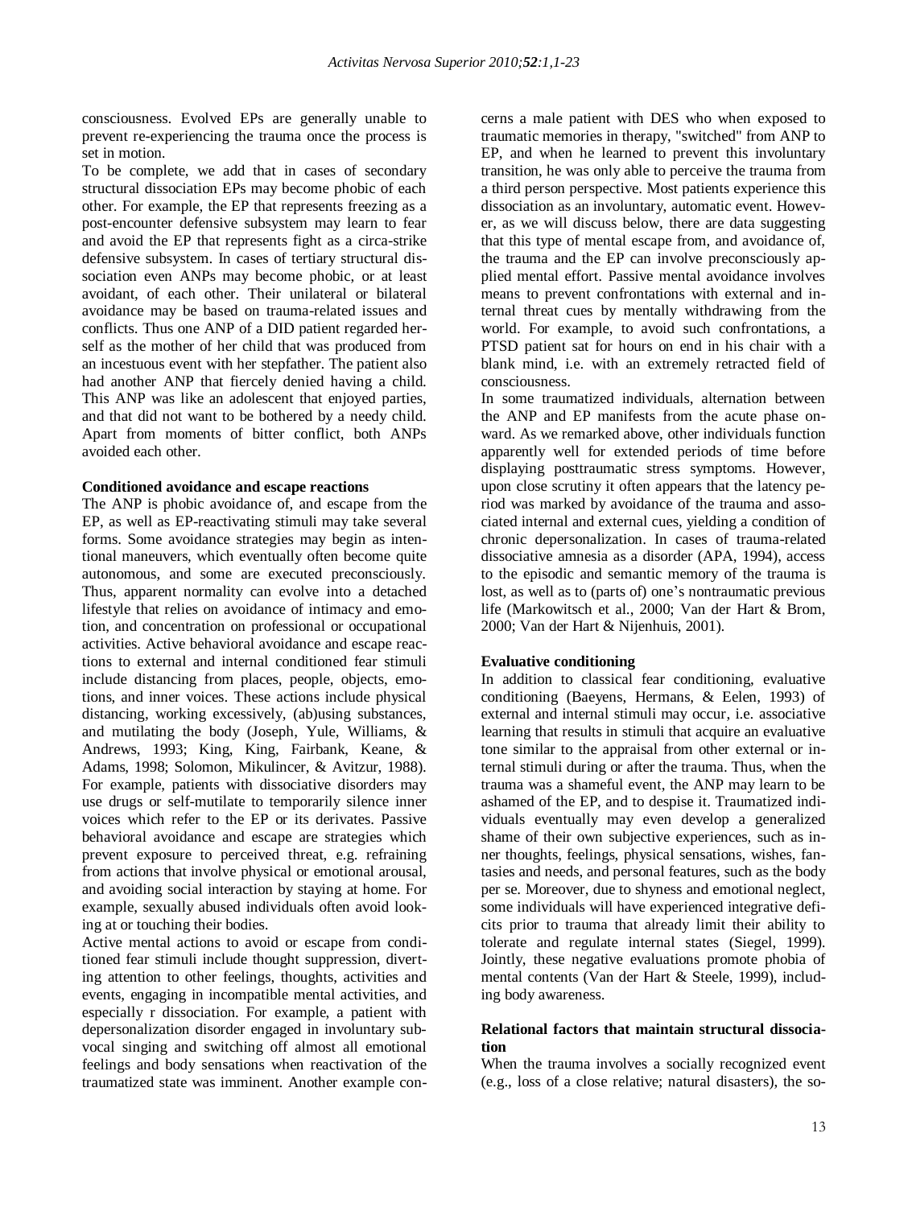consciousness. Evolved EPs are generally unable to prevent re-experiencing the trauma once the process is set in motion.

To be complete, we add that in cases of secondary structural dissociation EPs may become phobic of each other. For example, the EP that represents freezing as a post-encounter defensive subsystem may learn to fear and avoid the EP that represents fight as a circa-strike defensive subsystem. In cases of tertiary structural dissociation even ANPs may become phobic, or at least avoidant, of each other. Their unilateral or bilateral avoidance may be based on trauma-related issues and conflicts. Thus one ANP of a DID patient regarded herself as the mother of her child that was produced from an incestuous event with her stepfather. The patient also had another ANP that fiercely denied having a child. This ANP was like an adolescent that enjoyed parties, and that did not want to be bothered by a needy child. Apart from moments of bitter conflict, both ANPs avoided each other.

**Conditioned avoidance and escape reactions**

The ANP is phobic avoidance of, and escape from the EP, as well as EP-reactivating stimuli may take several forms. Some avoidance strategies may begin as intentional maneuvers, which eventually often become quite autonomous, and some are executed preconsciously. Thus, apparent normality can evolve into a detached lifestyle that relies on avoidance of intimacy and emotion, and concentration on professional or occupational activities. Active behavioral avoidance and escape reactions to external and internal conditioned fear stimuli include distancing from places, people, objects, emotions, and inner voices. These actions include physical distancing, working excessively, (ab)using substances, and mutilating the body (Joseph, Yule, Williams, & Andrews, 1993; King, King, Fairbank, Keane, & Adams, 1998; Solomon, Mikulincer, & Avitzur, 1988). For example, patients with dissociative disorders may use drugs or self-mutilate to temporarily silence inner voices which refer to the EP or its derivates. Passive behavioral avoidance and escape are strategies which prevent exposure to perceived threat, e.g. refraining from actions that involve physical or emotional arousal, and avoiding social interaction by staying at home. For example, sexually abused individuals often avoid looking at or touching their bodies.

Active mental actions to avoid or escape from conditioned fear stimuli include thought suppression, diverting attention to other feelings, thoughts, activities and events, engaging in incompatible mental activities, and especially r dissociation. For example, a patient with depersonalization disorder engaged in involuntary subvocal singing and switching off almost all emotional feelings and body sensations when reactivation of the traumatized state was imminent. Another example concerns a male patient with DES who when exposed to traumatic memories in therapy, "switched" from ANP to EP, and when he learned to prevent this involuntary transition, he was only able to perceive the trauma from a third person perspective. Most patients experience this dissociation as an involuntary, automatic event. However, as we will discuss below, there are data suggesting that this type of mental escape from, and avoidance of, the trauma and the EP can involve preconsciously applied mental effort. Passive mental avoidance involves means to prevent confrontations with external and internal threat cues by mentally withdrawing from the world. For example, to avoid such confrontations, a PTSD patient sat for hours on end in his chair with a blank mind, i.e. with an extremely retracted field of consciousness.

In some traumatized individuals, alternation between the ANP and EP manifests from the acute phase onward. As we remarked above, other individuals function apparently well for extended periods of time before displaying posttraumatic stress symptoms. However, upon close scrutiny it often appears that the latency period was marked by avoidance of the trauma and associated internal and external cues, yielding a condition of chronic depersonalization. In cases of trauma-related dissociative amnesia as a disorder (APA, 1994), access to the episodic and semantic memory of the trauma is lost, as well as to (parts of) one's nontraumatic previous life (Markowitsch et al., 2000; Van der Hart & Brom, 2000; Van der Hart & Nijenhuis, 2001).

**Evaluative conditioning**

In addition to classical fear conditioning, evaluative conditioning (Baeyens, Hermans, & Eelen, 1993) of external and internal stimuli may occur, i.e. associative learning that results in stimuli that acquire an evaluative tone similar to the appraisal from other external or internal stimuli during or after the trauma. Thus, when the trauma was a shameful event, the ANP may learn to be ashamed of the EP, and to despise it. Traumatized individuals eventually may even develop a generalized shame of their own subjective experiences, such as inner thoughts, feelings, physical sensations, wishes, fantasies and needs, and personal features, such as the body per se. Moreover, due to shyness and emotional neglect, some individuals will have experienced integrative deficits prior to trauma that already limit their ability to tolerate and regulate internal states (Siegel, 1999). Jointly, these negative evaluations promote phobia of mental contents (Van der Hart & Steele, 1999), including body awareness.

**Relational factors that maintain structural dissociation**

When the trauma involves a socially recognized event (e.g., loss of a close relative; natural disasters), the so-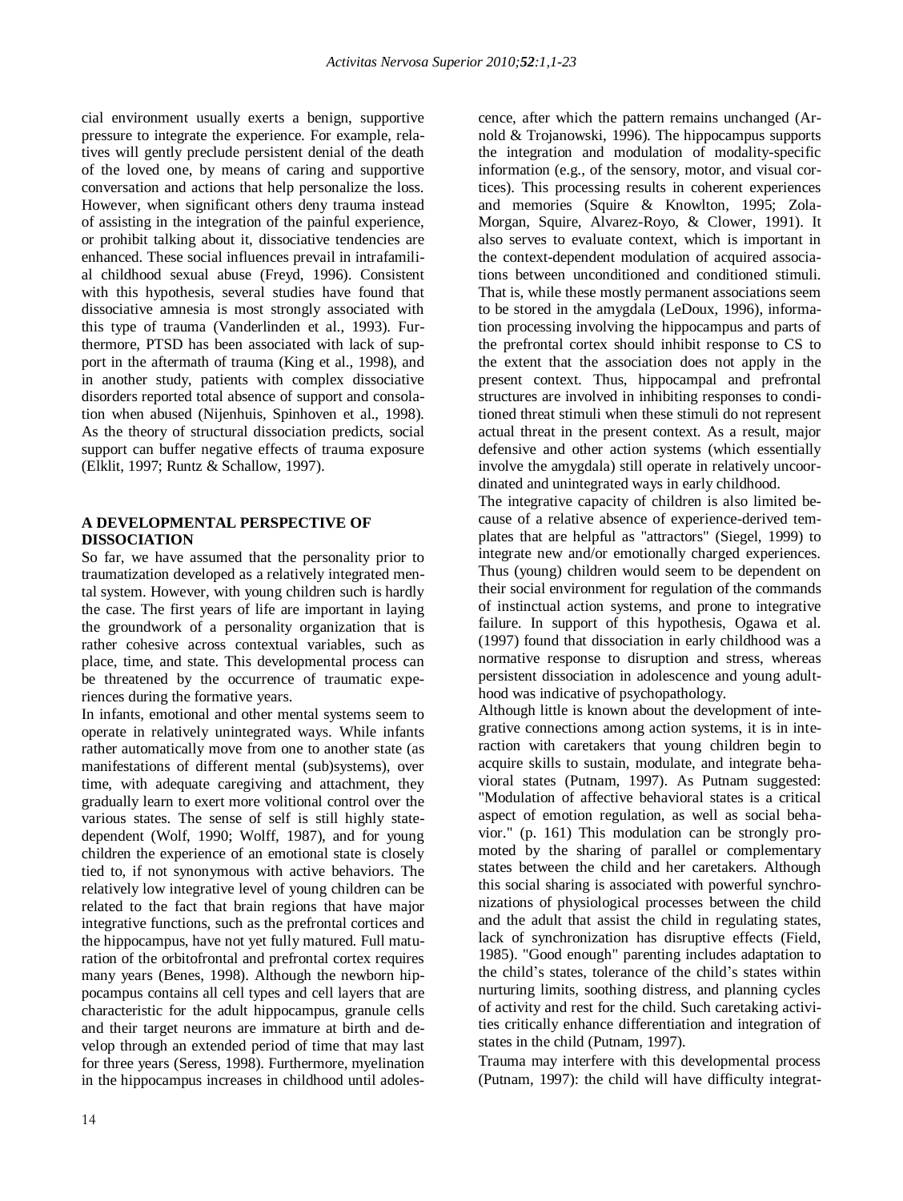cial environment usually exerts a benign, supportive pressure to integrate the experience. For example, relatives will gently preclude persistent denial of the death of the loved one, by means of caring and supportive conversation and actions that help personalize the loss. However, when significant others deny trauma instead of assisting in the integration of the painful experience, or prohibit talking about it, dissociative tendencies are enhanced. These social influences prevail in intrafamilial childhood sexual abuse (Freyd, 1996). Consistent with this hypothesis, several studies have found that dissociative amnesia is most strongly associated with this type of trauma (Vanderlinden et al., 1993). Furthermore, PTSD has been associated with lack of support in the aftermath of trauma (King et al., 1998), and in another study, patients with complex dissociative disorders reported total absence of support and consolation when abused (Nijenhuis, Spinhoven et al., 1998). As the theory of structural dissociation predicts, social support can buffer negative effects of trauma exposure (Elklit, 1997; Runtz & Schallow, 1997).

## A DEVELOPMENTAL PERSPECTIVE OF DISSOCIATION

So far, we have assumed that the personality prior to traumatization developed as a relatively integrated mental system. However, with young children such is hardly the case. The first years of life are important in laying the groundwork of a personality organization that is rather cohesive across contextual variables, such as place, time, and state. This developmental process can be threatened by the occurrence of traumatic experiences during the formative years.

In infants, emotional and other mental systems seem to operate in relatively unintegrated ways. While infants rather automatically move from one to another state (as manifestations of different mental (sub)systems), over time, with adequate caregiving and attachment, they gradually learn to exert more volitional control over the various states. The sense of self is still highly state-dependent (Wolf, 1990; Wolff, 1987), and for young children the experience of an emotional state is closely tied to, if not synonymous with active behaviors. The relatively low integrative level of young children can be related to the fact that brain regions that have major integrative functions, such as the prefrontal cortices and the hippocampus, have not yet fully matured. Full maturation of the orbitofrontal and prefrontal cortex requires many years (Benes, 1998). Although the newborn hippocampus contains all cell types and cell layers that are characteristic for the adult hippocampus, granule cells and their target neurons are immature at birth and develop through an extended period of time that may last for three years (Seress, 1998). Furthermore, myelination in the hippocampus increases in childhood until adolescence, after which the pattern remains unchanged (Arnold & Trojanowski, 1996). The hippocampus supports the integration and modulation of modality-specific information (e.g., of the sensory, motor, and visual cortices). This processing results in coherent experiences and memories (Squire & Knowlton, 1995; Zola-Morgan, Squire, Alvarez-Royo, & Clower, 1991). It also serves to evaluate context, which is important in the context-dependent modulation of acquired associations between unconditioned and conditioned stimuli. That is, while these mostly permanent associations seem to be stored in the amygdala (LeDoux, 1996), information processing involving the hippocampus and parts of the prefrontal cortex should inhibit response to CS to the extent that the association does not apply in the present context. Thus, hippocampal and prefrontal structures are involved in inhibiting responses to conditioned threat stimuli when these stimuli do not represent actual threat in the present context. As a result, major defensive and other action systems (which essentially involve the amygdala) still operate in relatively uncoordinated and unintegrated ways in early childhood.

The integrative capacity of children is also limited because of a relative absence of experience-derived templates that are helpful as "attractors" (Siegel, 1999) to integrate new and/or emotionally charged experiences. Thus (young) children would seem to be dependent on their social environment for regulation of the commands of instinctual action systems, and prone to integrative failure. In support of this hypothesis, Ogawa et al. (1997) found that dissociation in early childhood was a normative response to disruption and stress, whereas persistent dissociation in adolescence and young adulthood was indicative of psychopathology.

Although little is known about the development of integrative connections among action systems, it is in interaction with caretakers that young children begin to acquire skills to sustain, modulate, and integrate behavioral states (Putnam, 1997). As Putnam suggested: "Modulation of affective behavioral states is a critical aspect of emotion regulation, as well as social behavior." (p. 161) This modulation can be strongly promoted by the sharing of parallel or complementary states between the child and her caretakers. Although this social sharing is associated with powerful synchronizations of physiological processes between the child and the adult that assist the child in regulating states, lack of synchronization has disruptive effects (Field, 1985). "Good enough" parenting includes adaptation to the child's states, tolerance of the child's states within nurturing limits, soothing distress, and planning cycles of activity and rest for the child. Such caretaking activities critically enhance differentiation and integration of states in the child (Putnam, 1997).

Trauma may interfere with this developmental process (Putnam, 1997): the child will have difficulty integrat-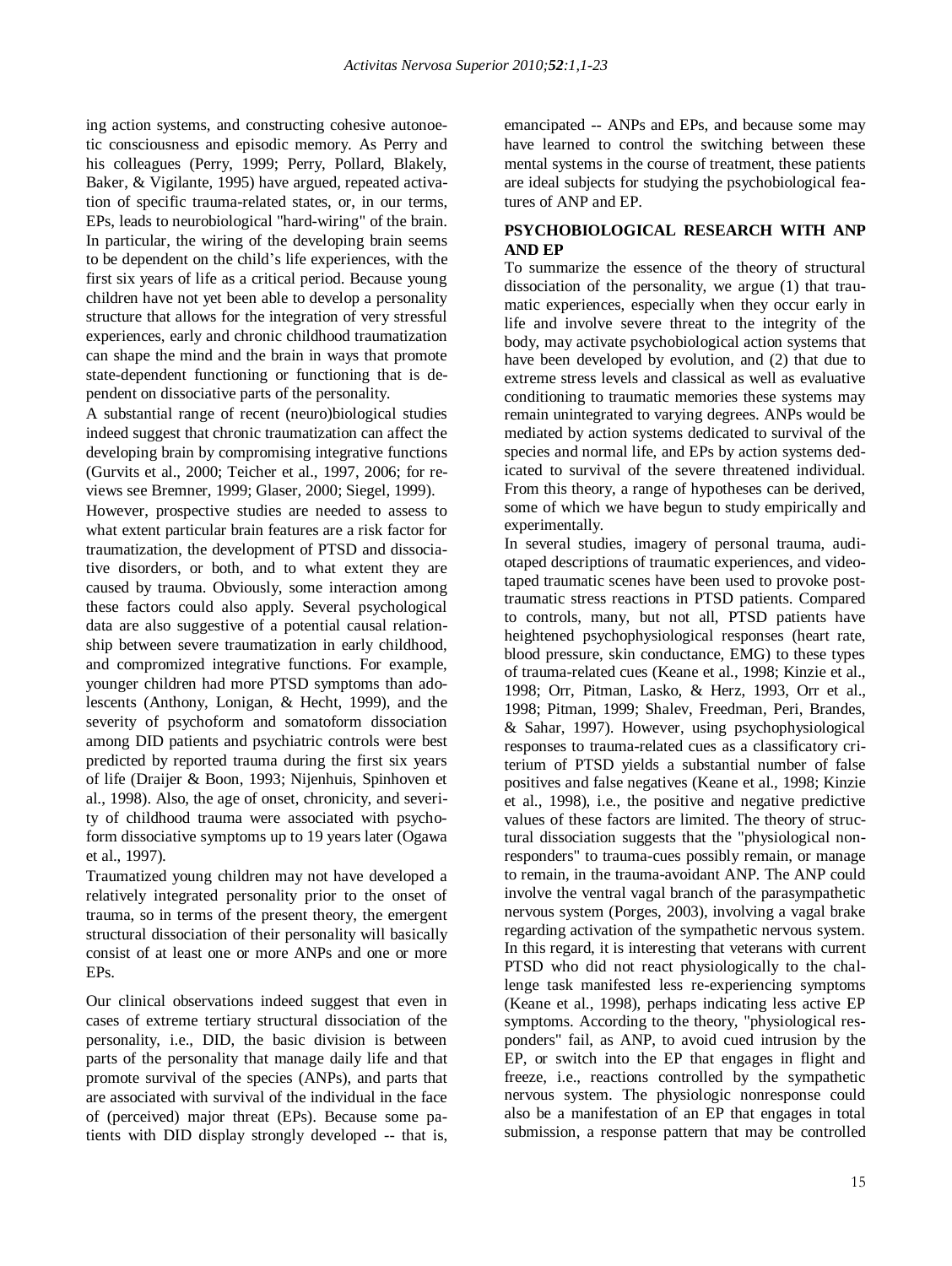ing action systems, and constructing cohesive autonoetic consciousness and episodic memory. As Perry and his colleagues (Perry, 1999; Perry, Pollard, Blakely, Baker, & Vigilante, 1995) have argued, repeated activation of specific trauma-related states, or, in our terms, EPs, leads to neurobiological "hard-wiring" of the brain. In particular, the wiring of the developing brain seems to be dependent on the child's life experiences, with the first six years of life as a critical period. Because young children have not yet been able to develop a personality structure that allows for the integration of very stressful experiences, early and chronic childhood traumatization can shape the mind and the brain in ways that promote state-dependent functioning or functioning that is dependent on dissociative parts of the personality.

A substantial range of recent (neuro)biological studies indeed suggest that chronic traumatization can affect the developing brain by compromising integrative functions (Gurvits et al., 2000; Teicher et al., 1997, 2006; for reviews see Bremner, 1999; Glaser, 2000; Siegel, 1999).

However, prospective studies are needed to assess to what extent particular brain features are a risk factor for traumatization, the development of PTSD and dissociative disorders, or both, and to what extent they are caused by trauma. Obviously, some interaction among these factors could also apply. Several psychological data are also suggestive of a potential causal relationship between severe traumatization in early childhood, and compromized integrative functions. For example, younger children had more PTSD symptoms than adolescents (Anthony, Lonigan, & Hecht, 1999), and the severity of psychoform and somatoform dissociation among DID patients and psychiatric controls were best predicted by reported trauma during the first six years of life (Draijer & Boon, 1993; Nijenhuis, Spinhoven et al., 1998). Also, the age of onset, chronicity, and severity of childhood trauma were associated with psychoform dissociative symptoms up to 19 years later (Ogawa et al., 1997).

Traumatized young children may not have developed a relatively integrated personality prior to the onset of trauma, so in terms of the present theory, the emergent structural dissociation of their personality will basically consist of at least one or more ANPs and one or more EPs.

Our clinical observations indeed suggest that even in cases of extreme tertiary structural dissociation of the personality, i.e., DID, the basic division is between parts of the personality that manage daily life and that promote survival of the species (ANPs), and parts that are associated with survival of the individual in the face of (perceived) major threat (EPs). Because some patients with DID display strongly developed -- that is, emancipated -- ANPs and EPs, and because some may have learned to control the switching between these mental systems in the course of treatment, these patients are ideal subjects for studying the psychobiological features of ANP and EP.

## PSYCHOBIOLOGICAL RESEARCH WITH ANP AND EP

To summarize the essence of the theory of structural dissociation of the personality, we argue (1) that traumatic experiences, especially when they occur early in life and involve severe threat to the integrity of the body, may activate psychobiological action systems that have been developed by evolution, and (2) that due to extreme stress levels and classical as well as evaluative conditioning to traumatic memories these systems may remain unintegrated to varying degrees. ANPs would be mediated by action systems dedicated to survival of the species and normal life, and EPs by action systems dedicated to survival of the severe threatened individual. From this theory, a range of hypotheses can be derived, some of which we have begun to study empirically and experimentally.

In several studies, imagery of personal trauma, audiotaped descriptions of traumatic experiences, and videotaped traumatic scenes have been used to provoke posttraumatic stress reactions in PTSD patients. Compared to controls, many, but not all, PTSD patients have heightened psychophysiological responses (heart rate, blood pressure, skin conductance, EMG) to these types of trauma-related cues (Keane et al., 1998; Kinzie et al., 1998; Orr, Pitman, Lasko, & Herz, 1993, Orr et al., 1998; Pitman, 1999; Shalev, Freedman, Peri, Brandes, & Sahar, 1997). However, using psychophysiological responses to trauma-related cues as a classificatory criterium of PTSD yields a substantial number of false positives and false negatives (Keane et al., 1998; Kinzie et al., 1998), i.e., the positive and negative predictive values of these factors are limited. The theory of structural dissociation suggests that the "physiological nonresponders" to trauma-cues possibly remain, or manage to remain, in the trauma-avoidant ANP. The ANP could involve the ventral vagal branch of the parasympathetic nervous system (Porges, 2003), involving a vagal brake regarding activation of the sympathetic nervous system. In this regard, it is interesting that veterans with current PTSD who did not react physiologically to the challenge task manifested less re-experiencing symptoms (Keane et al., 1998), perhaps indicating less active EP symptoms. According to the theory, "physiological responders" fail, as ANP, to avoid cued intrusion by the EP, or switch into the EP that engages in flight and freeze, i.e., reactions controlled by the sympathetic nervous system. The physiologic nonresponse could also be a manifestation of an EP that engages in total submission, a response pattern that may be controlled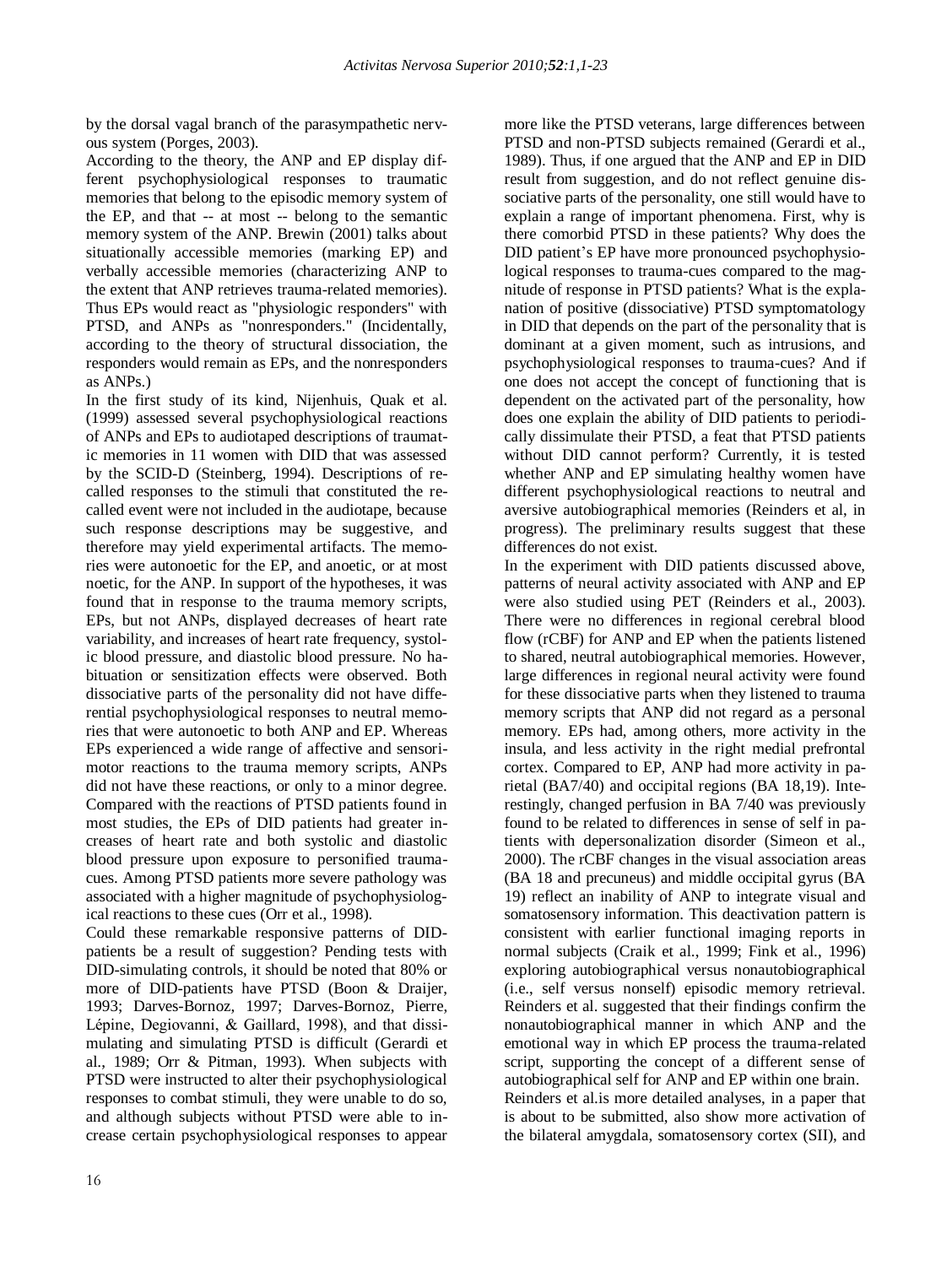by the dorsal vagal branch of the parasympathetic nervous system (Porges, 2003).

According to the theory, the ANP and EP display different psychophysiological responses to traumatic memories that belong to the episodic memory system of the EP, and that -- at most -- belong to the semantic memory system of the ANP. Brewin (2001) talks about situationally accessible memories (marking EP) and verbally accessible memories (characterizing ANP to the extent that ANP retrieves trauma-related memories). Thus EPs would react as "physiologic responders" with PTSD, and ANPs as "nonresponders." (Incidentally, according to the theory of structural dissociation, the responders would remain as EPs, and the nonresponders as ANPs.)

In the first study of its kind, Nijenhuis, Quak et al. (1999) assessed several psychophysiological reactions of ANPs and EPs to audiotaped descriptions of traumatic memories in 11 women with DID that was assessed by the SCID-D (Steinberg, 1994). Descriptions of recalled responses to the stimuli that constituted the recalled event were not included in the audiotape, because such response descriptions may be suggestive, and therefore may yield experimental artifacts. The memories were autonoetic for the EP, and anoetic, or at most noetic, for the ANP. In support of the hypotheses, it was found that in response to the trauma memory scripts, EPs, but not ANPs, displayed decreases of heart rate variability, and increases of heart rate frequency, systolic blood pressure, and diastolic blood pressure. No habituation or sensitization effects were observed. Both dissociative parts of the personality did not have differential psychophysiological responses to neutral memories that were autonoetic to both ANP and EP. Whereas EPs experienced a wide range of affective and sensorimotor reactions to the trauma memory scripts, ANPs did not have these reactions, or only to a minor degree. Compared with the reactions of PTSD patients found in most studies, the EPs of DID patients had greater increases of heart rate and both systolic and diastolic blood pressure upon exposure to personified trauma-cues. Among PTSD patients more severe pathology was associated with a higher magnitude of psychophysiological reactions to these cues (Orr et al., 1998).

Could these remarkable responsive patterns of DID-patients be a result of suggestion? Pending tests with DID-simulating controls, it should be noted that 80% or more of DID-patients have PTSD (Boon & Draijer, 1993; Darves-Bornoz, 1997; Darves-Bornoz, Pierre, Lépine, Degiovanni, & Gaillard, 1998), and that dissimulating and simulating PTSD is difficult (Gerardi et al., 1989; Orr & Pitman, 1993). When subjects with PTSD were instructed to alter their psychophysiological responses to combat stimuli, they were unable to do so, and although subjects without PTSD were able to increase certain psychophysiological responses to appear more like the PTSD veterans, large differences between PTSD and non-PTSD subjects remained (Gerardi et al., 1989). Thus, if one argued that the ANP and EP in DID result from suggestion, and do not reflect genuine dissociative parts of the personality, one still would have to explain a range of important phenomena. First, why is there comorbid PTSD in these patients? Why does the DID patient's EP have more pronounced psychophysiological responses to trauma-cues compared to the magnitude of response in PTSD patients? What is the explanation of positive (dissociative) PTSD symptomatology in DID that depends on the part of the personality that is dominant at a given moment, such as intrusions, and psychophysiological responses to trauma-cues? And if one does not accept the concept of functioning that is dependent on the activated part of the personality, how does one explain the ability of DID patients to periodically dissimulate their PTSD, a feat that PTSD patients without DID cannot perform? Currently, it is tested whether ANP and EP simulating healthy women have different psychophysiological reactions to neutral and aversive autobiographical memories (Reinders et al, in progress). The preliminary results suggest that these differences do not exist.

In the experiment with DID patients discussed above, patterns of neural activity associated with ANP and EP were also studied using PET (Reinders et al., 2003). There were no differences in regional cerebral blood flow (rCBF) for ANP and EP when the patients listened to shared, neutral autobiographical memories. However, large differences in regional neural activity were found for these dissociative parts when they listened to trauma memory scripts that ANP did not regard as a personal memory. EPs had, among others, more activity in the insula, and less activity in the right medial prefrontal cortex. Compared to EP, ANP had more activity in parietal (BA7/40) and occipital regions (BA 18,19). Interestingly, changed perfusion in BA 7/40 was previously found to be related to differences in sense of self in patients with depersonalization disorder (Simeon et al., 2000). The rCBF changes in the visual association areas (BA 18 and precuneus) and middle occipital gyrus (BA 19) reflect an inability of ANP to integrate visual and somatosensory information. This deactivation pattern is consistent with earlier functional imaging reports in normal subjects (Craik et al., 1999; Fink et al., 1996) exploring autobiographical versus nonautobiographical (i.e., self versus nonself) episodic memory retrieval. Reinders et al. suggested that their findings confirm the nonautobiographical manner in which ANP and the emotional way in which EP process the trauma-related script, supporting the concept of a different sense of autobiographical self for ANP and EP within one brain.

Reinders et al.is more detailed analyses, in a paper that is about to be submitted, also show more activation of the bilateral amygdala, somatosensory cortex (SII), and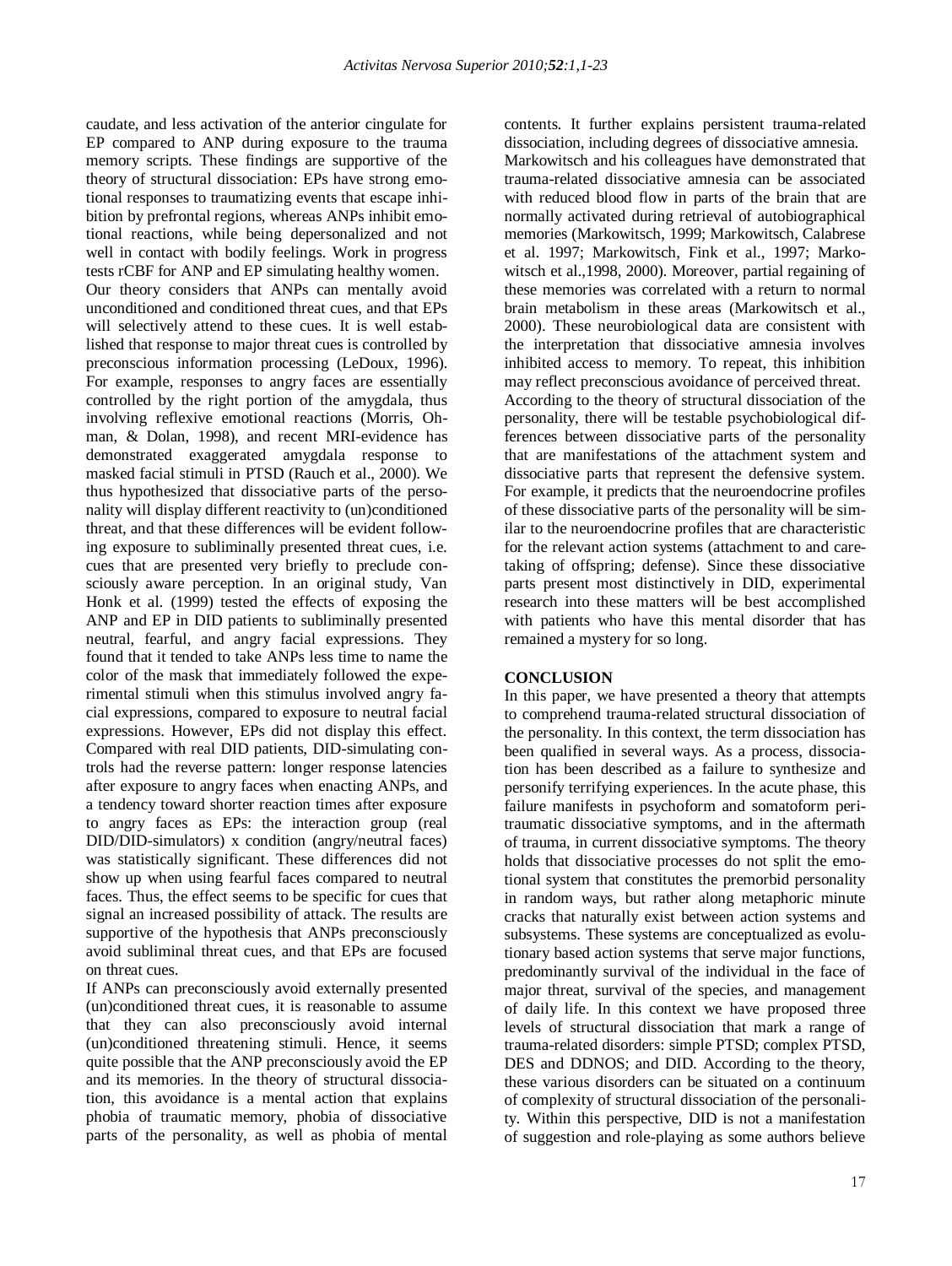caudate, and less activation of the anterior cingulate for EP compared to ANP during exposure to the trauma memory scripts. These findings are supportive of the theory of structural dissociation: EPs have strong emotional responses to traumatizing events that escape inhibition by prefrontal regions, whereas ANPs inhibit emotional reactions, while being depersonalized and not well in contact with bodily feelings. Work in progress tests rCBF for ANP and EP simulating healthy women.

Our theory considers that ANPs can mentally avoid unconditioned and conditioned threat cues, and that EPs will selectively attend to these cues. It is well established that response to major threat cues is controlled by preconscious information processing (LeDoux, 1996). For example, responses to angry faces are essentially controlled by the right portion of the amygdala, thus involving reflexive emotional reactions (Morris, Ohman, & Dolan, 1998), and recent MRI-evidence has demonstrated exaggerated amygdala response to masked facial stimuli in PTSD (Rauch et al., 2000). We thus hypothesized that dissociative parts of the personality will display different reactivity to (un)conditioned threat, and that these differences will be evident following exposure to subliminally presented threat cues, i.e. cues that are presented very briefly to preclude consciously aware perception. In an original study, Van Honk et al. (1999) tested the effects of exposing the ANP and EP in DID patients to subliminally presented neutral, fearful, and angry facial expressions. They found that it tended to take ANPs less time to name the color of the mask that immediately followed the experimental stimuli when this stimulus involved angry facial expressions, compared to exposure to neutral facial expressions. However, EPs did not display this effect. Compared with real DID patients, DID-simulating controls had the reverse pattern: longer response latencies after exposure to angry faces when enacting ANPs, and a tendency toward shorter reaction times after exposure to angry faces as EPs: the interaction group (real DID/DID-simulators) x condition (angry/neutral faces) was statistically significant. These differences did not show up when using fearful faces compared to neutral faces. Thus, the effect seems to be specific for cues that signal an increased possibility of attack. The results are supportive of the hypothesis that ANPs preconsciously avoid subliminal threat cues, and that EPs are focused on threat cues.

If ANPs can preconsciously avoid externally presented (un)conditioned threat cues, it is reasonable to assume that they can also preconsciously avoid internal (un)conditioned threatening stimuli. Hence, it seems quite possible that the ANP preconsciously avoid the EP and its memories. In the theory of structural dissociation, this avoidance is a mental action that explains phobia of traumatic memory, phobia of dissociative parts of the personality, as well as phobia of mental contents. It further explains persistent trauma-related dissociation, including degrees of dissociative amnesia.

Markowitsch and his colleagues have demonstrated that trauma-related dissociative amnesia can be associated with reduced blood flow in parts of the brain that are normally activated during retrieval of autobiographical memories (Markowitsch, 1999; Markowitsch, Calabrese et al. 1997; Markowitsch, Fink et al., 1997; Markowitsch et al.,1998, 2000). Moreover, partial regaining of these memories was correlated with a return to normal brain metabolism in these areas (Markowitsch et al., 2000). These neurobiological data are consistent with the interpretation that dissociative amnesia involves inhibited access to memory. To repeat, this inhibition may reflect preconscious avoidance of perceived threat.

According to the theory of structural dissociation of the personality, there will be testable psychobiological differences between dissociative parts of the personality that are manifestations of the attachment system and dissociative parts that represent the defensive system. For example, it predicts that the neuroendocrine profiles of these dissociative parts of the personality will be similar to the neuroendocrine profiles that are characteristic for the relevant action systems (attachment to and caretaking of offspring; defense). Since these dissociative parts present most distinctively in DID, experimental research into these matters will be best accomplished with patients who have this mental disorder that has remained a mystery for so long.

## CONCLUSION

In this paper, we have presented a theory that attempts to comprehend trauma-related structural dissociation of the personality. In this context, the term dissociation has been qualified in several ways. As a process, dissociation has been described as a failure to synthesize and personify terrifying experiences. In the acute phase, this failure manifests in psychoform and somatoform peritraumatic dissociative symptoms, and in the aftermath of trauma, in current dissociative symptoms. The theory holds that dissociative processes do not split the emotional system that constitutes the premorbid personality in random ways, but rather along metaphoric minute cracks that naturally exist between action systems and subsystems. These systems are conceptualized as evolutionary based action systems that serve major functions, predominantly survival of the individual in the face of major threat, survival of the species, and management of daily life. In this context we have proposed three levels of structural dissociation that mark a range of trauma-related disorders: simple PTSD; complex PTSD, DES and DDNOS; and DID. According to the theory, these various disorders can be situated on a continuum of complexity of structural dissociation of the personality. Within this perspective, DID is not a manifestation of suggestion and role-playing as some authors believe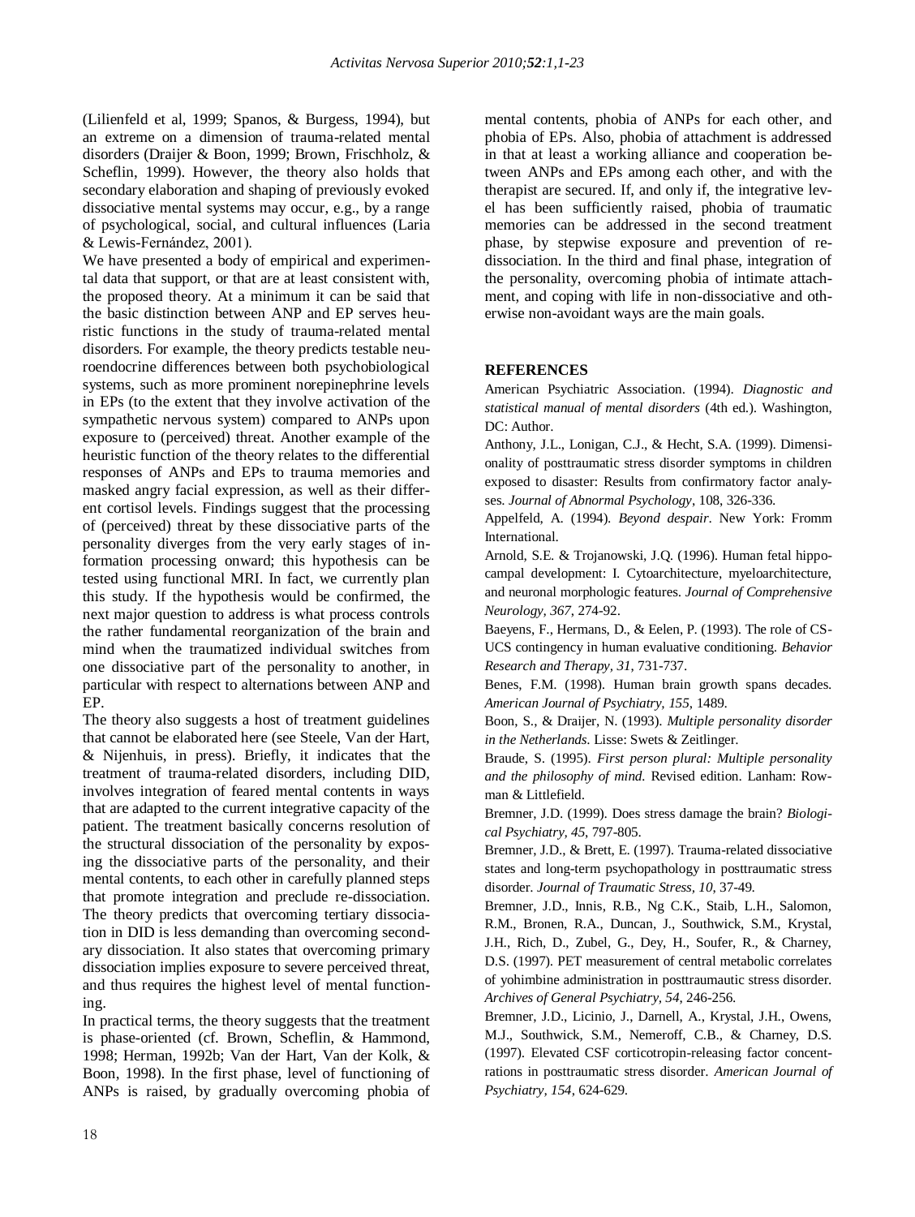(Lilienfeld et al, 1999; Spanos, & Burgess, 1994), but an extreme on a dimension of trauma-related mental disorders (Draijer & Boon, 1999; Brown, Frischholz, & Scheflin, 1999). However, the theory also holds that secondary elaboration and shaping of previously evoked dissociative mental systems may occur, e.g., by a range of psychological, social, and cultural influences (Laria & Lewis-Fernández, 2001).

We have presented a body of empirical and experimental data that support, or that are at least consistent with, the proposed theory. At a minimum it can be said that the basic distinction between ANP and EP serves heuristic functions in the study of trauma-related mental disorders. For example, the theory predicts testable neuroendocrine differences between both psychobiological systems, such as more prominent norepinephrine levels in EPs (to the extent that they involve activation of the sympathetic nervous system) compared to ANPs upon exposure to (perceived) threat. Another example of the heuristic function of the theory relates to the differential responses of ANPs and EPs to trauma memories and masked angry facial expression, as well as their different cortisol levels. Findings suggest that the processing of (perceived) threat by these dissociative parts of the personality diverges from the very early stages of information processing onward; this hypothesis can be tested using functional MRI. In fact, we currently plan this study. If the hypothesis would be confirmed, the next major question to address is what process controls the rather fundamental reorganization of the brain and mind when the traumatized individual switches from one dissociative part of the personality to another, in particular with respect to alternations between ANP and EP.

The theory also suggests a host of treatment guidelines that cannot be elaborated here (see Steele, Van der Hart, & Nijenhuis, in press). Briefly, it indicates that the treatment of trauma-related disorders, including DID, involves integration of feared mental contents in ways that are adapted to the current integrative capacity of the patient. The treatment basically concerns resolution of the structural dissociation of the personality by exposing the dissociative parts of the personality, and their mental contents, to each other in carefully planned steps that promote integration and preclude re-dissociation. The theory predicts that overcoming tertiary dissociation in DID is less demanding than overcoming secondary dissociation. It also states that overcoming primary dissociation implies exposure to severe perceived threat, and thus requires the highest level of mental functioning.

In practical terms, the theory suggests that the treatment is phase-oriented (cf. Brown, Scheflin, & Hammond, 1998; Herman, 1992b; Van der Hart, Van der Kolk, & Boon, 1998). In the first phase, level of functioning of ANPs is raised, by gradually overcoming phobia of mental contents, phobia of ANPs for each other, and phobia of EPs. Also, phobia of attachment is addressed in that at least a working alliance and cooperation between ANPs and EPs among each other, and with the therapist are secured. If, and only if, the integrative level has been sufficiently raised, phobia of traumatic memories can be addressed in the second treatment phase, by stepwise exposure and prevention of re-dissociation. In the third and final phase, integration of the personality, overcoming phobia of intimate attachment, and coping with life in non-dissociative and otherwise non-avoidant ways are the main goals.

## REFERENCES

American Psychiatric Association. (1994). *Diagnostic and statistical manual of mental disorders* (4th ed.). Washington, DC: Author.

Anthony, J.L., Lonigan, C.J., & Hecht, S.A. (1999). Dimensionality of posttraumatic stress disorder symptoms in children exposed to disaster: Results from confirmatory factor analyses. *Journal of Abnormal Psychology*, 108, 326-336.

Appelfeld, A. (1994). *Beyond despair*. New York: Fromm International.

Arnold, S.E. & Trojanowski, J.Q. (1996). Human fetal hippocampal development: I. Cytoarchitecture, myeloarchitecture, and neuronal morphologic features. *Journal of Comprehensive Neurology, 367*, 274-92.

Baeyens, F., Hermans, D., & Eelen, P. (1993). The role of CS-UCS contingency in human evaluative conditioning. *Behavior Research and Therapy, 31,* 731-737.

Benes, F.M. (1998). Human brain growth spans decades. *American Journal of Psychiatry, 155*, 1489.

Boon, S., & Draijer, N. (1993). *Multiple personality disorder in the Netherlands*. Lisse: Swets & Zeitlinger.

Braude, S. (1995). *First person plural: Multiple personality and the philosophy of mind*. Revised edition. Lanham: Rowman & Littlefield.

Bremner, J.D. (1999). Does stress damage the brain? *Biological Psychiatry, 45*, 797-805.

Bremner, J.D., & Brett, E. (1997). Trauma-related dissociative states and long-term psychopathology in posttraumatic stress disorder. *Journal of Traumatic Stress, 10,* 37-49.

Bremner, J.D., Innis, R.B., Ng C.K., Staib, L.H., Salomon, R.M., Bronen, R.A., Duncan, J., Southwick, S.M., Krystal, J.H., Rich, D., Zubel, G., Dey, H., Soufer, R., & Charney, D.S. (1997). PET measurement of central metabolic correlates of yohimbine administration in posttraumautic stress disorder. *Archives of General Psychiatry, 54,* 246-256.

Bremner, J.D., Licinio, J., Darnell, A., Krystal, J.H., Owens, M.J., Southwick, S.M., Nemeroff, C.B., & Charney, D.S. (1997). Elevated CSF corticotropin-releasing factor concentrations in posttraumatic stress disorder. *American Journal of Psychiatry, 154*, 624-629.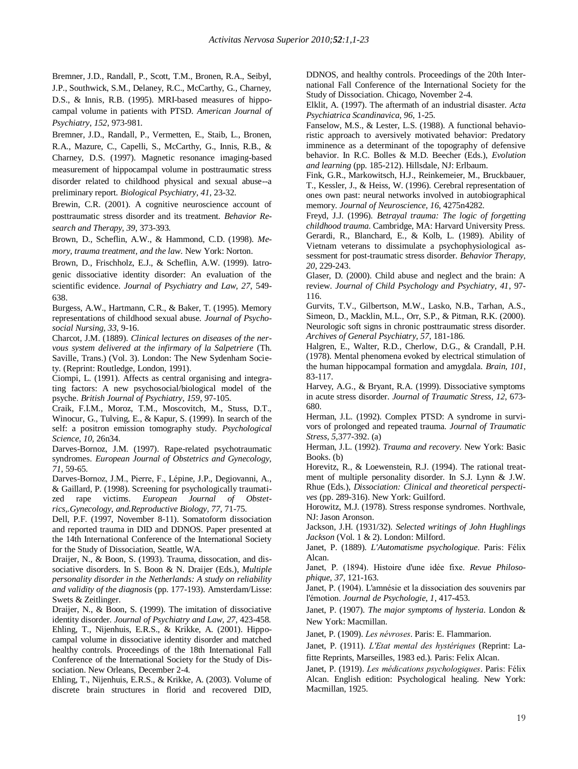Bremner, J.D., Randall, P., Scott, T.M., Bronen, R.A., Seibyl, J.P., Southwick, S.M., Delaney, R.C., McCarthy, G., Charney, D.S., & Innis, R.B. (1995). MRI-based measures of hippocampal volume in patients with PTSD. *American Journal of Psychiatry, 152*, 973-981.

Bremner, J.D., Randall, P., Vermetten, E., Staib, L., Bronen, R.A., Mazure, C., Capelli, S., McCarthy, G., Innis, R.B., & Charney, D.S. (1997). Magnetic resonance imaging-based measurement of hippocampal volume in posttraumatic stress disorder related to childhood physical and sexual abuse--a preliminary report. *Biological Psychiatry, 41*, 23-32.

Brewin, C.R. (2001). A cognitive neuroscience account of posttraumatic stress disorder and its treatment. *Behavior Research and Therapy, 39*, 373-393.

Brown, D., Scheflin, A.W., & Hammond, C.D. (1998). *Memory, trauma treatment, and the law*. New York: Norton.

Brown, D., Frischholz, E.J., & Scheflin, A.W. (1999). Iatrogenic dissociative identity disorder: An evaluation of the scientific evidence. *Journal of Psychiatry and Law, 27*, 549-638.

Burgess, A.W., Hartmann, C.R., & Baker, T. (1995). Memory representations of childhood sexual abuse. *Journal of Psychosocial Nursing, 33*, 9-16.

Charcot, J.M. (1889). *Clinical lectures on diseases of the nervous system delivered at the infirmary of la Salpetriere* (Th. Saville, Trans.) (Vol. 3). London: The New Sydenham Society. (Reprint: Routledge, London, 1991).

Ciompi, L. (1991). Affects as central organising and integrating factors: A new psychosocial/biological model of the psyche. *British Journal of Psychiatry, 159*, 97-105.

Craik, F.I.M., Moroz, T.M., Moscovitch, M., Stuss, D.T., Winocur, G., Tulving, E., & Kapur, S. (1999). In search of the self: a positron emission tomography study. *Psychological Science, 10*, 26n34.

Darves-Bornoz, J.M. (1997). Rape-related psychotraumatic syndromes. *European Journal of Obstetrics and Gynecology, 71*, 59-65.

Darves-Bornoz, J.M., Pierre, F., Lépine, J.P., Degiovanni, A., & Gaillard, P. (1998). Screening for psychologically traumatized rape victims. *European Journal of Obstetrics,.Gynecology, and.Reproductive Biology, 77*, 71-75.

Dell, P.F. (1997, November 8-11). Somatoform dissociation and reported trauma in DID and DDNOS. Paper presented at the 14th International Conference of the International Society for the Study of Dissociation, Seattle, WA.

Draijer, N., & Boon, S. (1993). Trauma, dissocation, and dissociative disorders. In S. Boon & N. Draijer (Eds.), *Multiple personality disorder in the Netherlands: A study on reliability and validity of the diagnosis* (pp. 177-193). Amsterdam/Lisse: Swets & Zeitlinger.

Draijer, N., & Boon, S. (1999). The imitation of dissociative identity disorder. *Journal of Psychiatry and Law, 27*, 423-458.

Ehling, T., Nijenhuis, E.R.S., & Krikke, A. (2001). Hippocampal volume in dissociative identity disorder and matched healthy controls. Proceedings of the 18th International Fall Conference of the International Society for the Study of Dissociation. New Orleans, December 2-4.

Ehling, T., Nijenhuis, E.R.S., & Krikke, A. (2003). Volume of discrete brain structures in florid and recovered DID, DDNOS, and healthy controls. Proceedings of the 20th International Fall Conference of the International Society for the Study of Dissociation. Chicago, November 2-4.

Elklit, A. (1997). The aftermath of an industrial disaster. *Acta Psychiatrica Scandinavica, 96*, 1-25.

Fanselow, M.S., & Lester, L.S. (1988). A functional behavioristic approach to aversively motivated behavior: Predatory imminence as a determinant of the topography of defensive behavior. In R.C. Bolles & M.D. Beecher (Eds.), *Evolution and learning* (pp. 185-212). Hillsdale, NJ: Erlbaum.

Fink, G.R., Markowitsch, H.J., Reinkemeier, M., Bruckbauer, T., Kessler, J., & Heiss, W. (1996). Cerebral representation of ones own past: neural networks involved in autobiographical memory. *Journal of Neuroscience, 16*, 4275n4282.

Freyd, J.J. (1996). *Betrayal trauma: The logic of forgetting childhood trauma*. Cambridge, MA: Harvard University Press.

Gerardi, R., Blanchard, E., & Kolb, L. (1989). Ability of Vietnam veterans to dissimulate a psychophysiological assessment for post-traumatic stress disorder. *Behavior Therapy, 20*, 229-243.

Glaser, D. (2000). Child abuse and neglect and the brain: A review. *Journal of Child Psychology and Psychiatry, 41*, 97-116.

Gurvits, T.V., Gilbertson, M.W., Lasko, N.B., Tarhan, A.S., Simeon, D., Macklin, M.L., Orr, S.P., & Pitman, R.K. (2000). Neurologic soft signs in chronic posttraumatic stress disorder. *Archives of General Psychiatry, 57*, 181-186.

Halgren, E., Walter, R.D., Cherlow, D.G., & Crandall, P.H. (1978). Mental phenomena evoked by electrical stimulation of the human hippocampal formation and amygdala. *Brain, 101*, 83-117.

Harvey, A.G., & Bryant, R.A. (1999). Dissociative symptoms in acute stress disorder. *Journal of Traumatic Stress, 12*, 673-680.

Herman, J.L. (1992). Complex PTSD: A syndrome in survivors of prolonged and repeated trauma. *Journal of Traumatic Stress, 5*,377-392. (a)

Herman, J.L. (1992). *Trauma and recovery*. New York: Basic Books. (b)

Horevitz, R., & Loewenstein, R.J. (1994). The rational treatment of multiple personality disorder. In S.J. Lynn & J.W. Rhue (Eds.), *Dissociation: Clinical and theoretical perspectives* (pp. 289-316). New York: Guilford.

Horowitz, M.J. (1978). Stress response syndromes. Northvale, NJ: Jason Aronson.

Jackson, J.H. (1931/32). *Selected writings of John Hughlings Jackson* (Vol. 1 & 2). London: Milford.

Janet, P. (1889). *L'Automatisme psychologique*. Paris: Félix Alcan.

Janet, P. (1894). Histoire d'une idée fixe. *Revue Philosophique, 37*, 121-163.

Janet, P. (1904). L'amnésie et la dissociation des souvenirs par l'émotion. *Journal de Psychologie, 1*, 417-453.

Janet, P. (1907). *The major symptoms of hysteria*. London & New York: Macmillan.

Janet, P. (1909). *Les névroses*. Paris: E. Flammarion.

Janet, P. (1911). *L'Etat mental des hystériques* (Reprint: Lafitte Reprints, Marseilles, 1983 ed.). Paris: Felix Alcan.

Janet, P. (1919). *Les médications psychologiques*. Paris: Félix Alcan. English edition: Psychological healing. New York: Macmillan, 1925.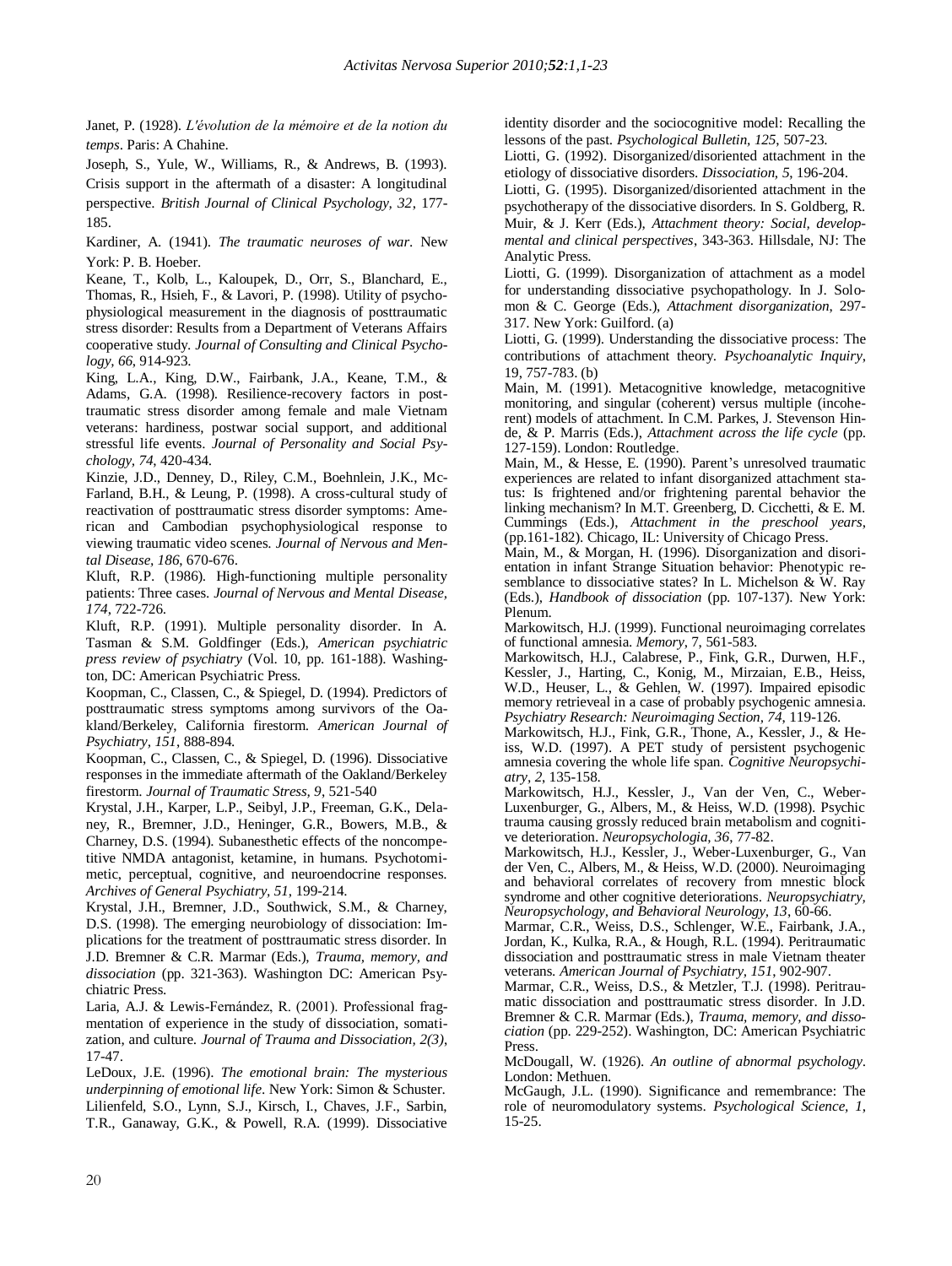Janet, P. (1928). *L'évolution de la mémoire et de la notion du temps*. Paris: A Chahine.

Joseph, S., Yule, W., Williams, R., & Andrews, B. (1993). Crisis support in the aftermath of a disaster: A longitudinal perspective. *British Journal of Clinical Psychology, 32*, 177-185.

Kardiner, A. (1941). *The traumatic neuroses of war*. New York: P. B. Hoeber.

Keane, T., Kolb, L., Kaloupek, D., Orr, S., Blanchard, E., Thomas, R., Hsieh, F., & Lavori, P. (1998). Utility of psychophysiological measurement in the diagnosis of posttraumatic stress disorder: Results from a Department of Veterans Affairs cooperative study. *Journal of Consulting and Clinical Psychology, 66*, 914-923.

King, L.A., King, D.W., Fairbank, J.A., Keane, T.M., & Adams, G.A. (1998). Resilience-recovery factors in posttraumatic stress disorder among female and male Vietnam veterans: hardiness, postwar social support, and additional stressful life events. *Journal of Personality and Social Psychology, 74*, 420-434.

Kinzie, J.D., Denney, D., Riley, C.M., Boehnlein, J.K., McFarland, B.H., & Leung, P. (1998). A cross-cultural study of reactivation of posttraumatic stress disorder symptoms: American and Cambodian psychophysiological response to viewing traumatic video scenes. *Journal of Nervous and Mental Disease, 186*, 670-676.

Kluft, R.P. (1986). High-functioning multiple personality patients: Three cases. *Journal of Nervous and Mental Disease, 174*, 722-726.

Kluft, R.P. (1991). Multiple personality disorder. In A. Tasman & S.M. Goldfinger (Eds.), *American psychiatric press review of psychiatry* (Vol. 10, pp. 161-188). Washington, DC: American Psychiatric Press.

Koopman, C., Classen, C., & Spiegel, D. (1994). Predictors of posttraumatic stress symptoms among survivors of the Oakland/Berkeley, California firestorm. *American Journal of Psychiatry, 151*, 888-894.

Koopman, C., Classen, C., & Spiegel, D. (1996). Dissociative responses in the immediate aftermath of the Oakland/Berkeley firestorm. *Journal of Traumatic Stress, 9*, 521-540

Krystal, J.H., Karper, L.P., Seibyl, J.P., Freeman, G.K., Delaney, R., Bremner, J.D., Heninger, G.R., Bowers, M.B., & Charney, D.S. (1994). Subanesthetic effects of the noncompetitive NMDA antagonist, ketamine, in humans. Psychotomimetic, perceptual, cognitive, and neuroendocrine responses. *Archives of General Psychiatry, 51*, 199-214.

Krystal, J.H., Bremner, J.D., Southwick, S.M., & Charney, D.S. (1998). The emerging neurobiology of dissociation: Implications for the treatment of posttraumatic stress disorder. In J.D. Bremner & C.R. Marmar (Eds.), *Trauma, memory, and dissociation* (pp. 321-363). Washington DC: American Psychiatric Press.

Laria, A.J. & Lewis-Fernández, R. (2001). Professional fragmentation of experience in the study of dissociation, somatization, and culture. *Journal of Trauma and Dissociation, 2(3)*, 17-47.

LeDoux, J.E. (1996). *The emotional brain: The mysterious underpinning of emotional life*. New York: Simon & Schuster.

Lilienfeld, S.O., Lynn, S.J., Kirsch, I., Chaves, J.F., Sarbin, T.R., Ganaway, G.K., & Powell, R.A. (1999). Dissociative identity disorder and the sociocognitive model: Recalling the lessons of the past. *Psychological Bulletin, 125*, 507-23.

Liotti, G. (1992). Disorganized/disoriented attachment in the etiology of dissociative disorders. *Dissociation, 5*, 196-204.

Liotti, G. (1995). Disorganized/disoriented attachment in the psychotherapy of the dissociative disorders. In S. Goldberg, R. Muir, & J. Kerr (Eds.), *Attachment theory: Social, developmental and clinical perspectives*, 343-363. Hillsdale, NJ: The Analytic Press.

Liotti, G. (1999). Disorganization of attachment as a model for understanding dissociative psychopathology. In J. Solomon & C. George (Eds.), *Attachment disorganization*, 297-317. New York: Guilford. (a)

Liotti, G. (1999). Understanding the dissociative process: The contributions of attachment theory. *Psychoanalytic Inquiry*, 19, 757-783. (b)

Main, M. (1991). Metacognitive knowledge, metacognitive monitoring, and singular (coherent) versus multiple (incoherent) models of attachment. In C.M. Parkes, J. Stevenson Hinde, & P. Marris (Eds.), *Attachment across the life cycle* (pp. 127-159). London: Routledge.

Main, M., & Hesse, E. (1990). Parent's unresolved traumatic experiences are related to infant disorganized attachment status: Is frightened and/or frightening parental behavior the linking mechanism? In M.T. Greenberg, D. Cicchetti, & E. M. Cummings (Eds.), *Attachment in the preschool years*, (pp.161-182). Chicago, IL: University of Chicago Press.

Main, M., & Morgan, H. (1996). Disorganization and disorientation in infant Strange Situation behavior: Phenotypic resemblance to dissociative states? In L. Michelson & W. Ray (Eds.), *Handbook of dissociation* (pp. 107-137). New York: Plenum.

Markowitsch, H.J. (1999). Functional neuroimaging correlates of functional amnesia. *Memory*, 7, 561-583.

Markowitsch, H.J., Calabrese, P., Fink, G.R., Durwen, H.F., Kessler, J., Harting, C., Konig, M., Mirzaian, E.B., Heiss, W.D., Heuser, L., & Gehlen, W. (1997). Impaired episodic memory retrieveal in a case of probably psychogenic amnesia. *Psychiatry Research: Neuroimaging Section, 74*, 119-126.

Markowitsch, H.J., Fink, G.R., Thone, A., Kessler, J., & Heiss, W.D. (1997). A PET study of persistent psychogenic amnesia covering the whole life span. *Cognitive Neuropsychiatry, 2*, 135-158.

Markowitsch, H.J., Kessler, J., Van der Ven, C., Weber-Luxenburger, G., Albers, M., & Heiss, W.D. (1998). Psychic trauma causing grossly reduced brain metabolism and cognitive deterioration. *Neuropsychologia, 36*, 77-82.

Markowitsch, H.J., Kessler, J., Weber-Luxenburger, G., Van der Ven, C., Albers, M., & Heiss, W.D. (2000). Neuroimaging and behavioral correlates of recovery from mnestic block syndrome and other cognitive deteriorations. *Neuropsychiatry, Neuropsychology, and Behavioral Neurology, 13*, 60-66.

Marmar, C.R., Weiss, D.S., Schlenger, W.E., Fairbank, J.A., Jordan, K., Kulka, R.A., & Hough, R.L. (1994). Peritraumatic dissociation and posttraumatic stress in male Vietnam theater veterans. *American Journal of Psychiatry, 151*, 902-907.

Marmar, C.R., Weiss, D.S., & Metzler, T.J. (1998). Peritraumatic dissociation and posttraumatic stress disorder. In J.D. Bremner & C.R. Marmar (Eds.), *Trauma, memory, and dissociation* (pp. 229-252). Washington, DC: American Psychiatric Press.

McDougall, W. (1926). *An outline of abnormal psychology*. London: Methuen.

McGaugh, J.L. (1990). Significance and remembrance: The role of neuromodulatory systems. *Psychological Science, 1*, 15-25.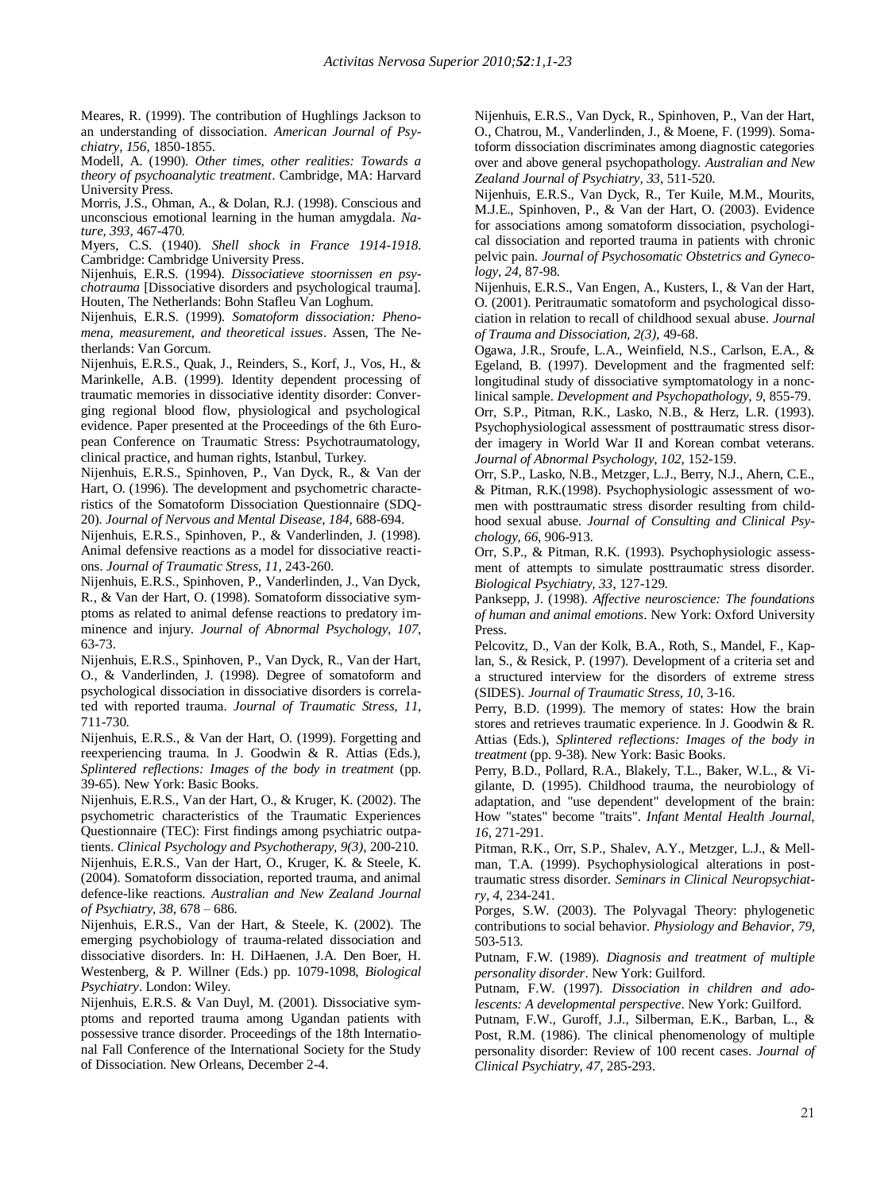Meares, R. (1999). The contribution of Hughlings Jackson to an understanding of dissociation. *American Journal of Psychiatry, 156*, 1850-1855.

Modell, A. (1990). *Other times, other realities: Towards a theory of psychoanalytic treatment*. Cambridge, MA: Harvard University Press.

Morris, J.S., Ohman, A., & Dolan, R.J. (1998). Conscious and unconscious emotional learning in the human amygdala. *Nature, 393*, 467-470.

Myers, C.S. (1940). *Shell shock in France 1914-1918*. Cambridge: Cambridge University Press.

Nijenhuis, E.R.S. (1994). *Dissociatieve stoornissen en psychotrauma* [Dissociative disorders and psychological trauma]. Houten, The Netherlands: Bohn Stafleu Van Loghum.

Nijenhuis, E.R.S. (1999). *Somatoform dissociation: Phenomena, measurement, and theoretical issues*. Assen, The Netherlands: Van Gorcum.

Nijenhuis, E.R.S., Quak, J., Reinders, S., Korf, J., Vos, H., & Marinkelle, A.B. (1999). Identity dependent processing of traumatic memories in dissociative identity disorder: Converging regional blood flow, physiological and psychological evidence. Paper presented at the Proceedings of the 6th European Conference on Traumatic Stress: Psychotraumatology, clinical practice, and human rights, Istanbul, Turkey.

Nijenhuis, E.R.S., Spinhoven, P., Van Dyck, R., & Van der Hart, O. (1996). The development and psychometric characteristics of the Somatoform Dissociation Questionnaire (SDQ-20). *Journal of Nervous and Mental Disease, 184*, 688-694.

Nijenhuis, E.R.S., Spinhoven, P., & Vanderlinden, J. (1998). Animal defensive reactions as a model for dissociative reactions. *Journal of Traumatic Stress, 11*, 243-260.

Nijenhuis, E.R.S., Spinhoven, P., Vanderlinden, J., Van Dyck, R., & Van der Hart, O. (1998). Somatoform dissociative symptoms as related to animal defense reactions to predatory imminence and injury. *Journal of Abnormal Psychology, 107*, 63-73.

Nijenhuis, E.R.S., Spinhoven, P., Van Dyck, R., Van der Hart, O., & Vanderlinden, J. (1998). Degree of somatoform and psychological dissociation in dissociative disorders is correlated with reported trauma. *Journal of Traumatic Stress, 11*, 711-730.

Nijenhuis, E.R.S., & Van der Hart, O. (1999). Forgetting and reexperiencing trauma. In J. Goodwin & R. Attias (Eds.), *Splintered reflections: Images of the body in treatment* (pp. 39-65). New York: Basic Books.

Nijenhuis, E.R.S., Van der Hart, O., & Kruger, K. (2002). The psychometric characteristics of the Traumatic Experiences Questionnaire (TEC): First findings among psychiatric outpatients. *Clinical Psychology and Psychotherapy, 9(3)*, 200-210.

Nijenhuis, E.R.S., Van der Hart, O., Kruger, K. & Steele, K. (2004). Somatoform dissociation, reported trauma, and animal defence-like reactions. *Australian and New Zealand Journal of Psychiatry, 38*, 678 – 686.

Nijenhuis, E.R.S., Van der Hart, & Steele, K. (2002). The emerging psychobiology of trauma-related dissociation and dissociative disorders. In: H. DiHaenen, J.A. Den Boer, H. Westenberg, & P. Willner (Eds.) pp. 1079-1098, *Biological Psychiatry*. London: Wiley.

Nijenhuis, E.R.S. & Van Duyl, M. (2001). Dissociative symptoms and reported trauma among Ugandan patients with possessive trance disorder. Proceedings of the 18th International Fall Conference of the International Society for the Study of Dissociation. New Orleans, December 2-4.

Nijenhuis, E.R.S., Van Dyck, R., Spinhoven, P., Van der Hart, O., Chatrou, M., Vanderlinden, J., & Moene, F. (1999). Somatoform dissociation discriminates among diagnostic categories over and above general psychopathology. *Australian and New Zealand Journal of Psychiatry, 33*, 511-520.

Nijenhuis, E.R.S., Van Dyck, R., Ter Kuile, M.M., Mourits, M.J.E., Spinhoven, P., & Van der Hart, O. (2003). Evidence for associations among somatoform dissociation, psychological dissociation and reported trauma in patients with chronic pelvic pain. *Journal of Psychosomatic Obstetrics and Gynecology, 24*, 87-98.

Nijenhuis, E.R.S., Van Engen, A., Kusters, I., & Van der Hart, O. (2001). Peritraumatic somatoform and psychological dissociation in relation to recall of childhood sexual abuse. *Journal of Trauma and Dissociation, 2(3)*, 49-68.

Ogawa, J.R., Sroufe, L.A., Weinfield, N.S., Carlson, E.A., & Egeland, B. (1997). Development and the fragmented self: longitudinal study of dissociative symptomatology in a nonclinical sample. *Development and Psychopathology, 9*, 855-79.

Orr, S.P., Pitman, R.K., Lasko, N.B., & Herz, L.R. (1993). Psychophysiological assessment of posttraumatic stress disorder imagery in World War II and Korean combat veterans. *Journal of Abnormal Psychology, 102*, 152-159.

Orr, S.P., Lasko, N.B., Metzger, L.J., Berry, N.J., Ahern, C.E., & Pitman, R.K.(1998). Psychophysiologic assessment of women with posttraumatic stress disorder resulting from childhood sexual abuse. *Journal of Consulting and Clinical Psychology, 66*, 906-913.

Orr, S.P., & Pitman, R.K. (1993). Psychophysiologic assessment of attempts to simulate posttraumatic stress disorder. *Biological Psychiatry, 33*, 127-129.

Panksepp, J. (1998). *Affective neuroscience: The foundations of human and animal emotions*. New York: Oxford University Press.

Pelcovitz, D., Van der Kolk, B.A., Roth, S., Mandel, F., Kaplan, S., & Resick, P. (1997). Development of a criteria set and a structured interview for the disorders of extreme stress (SIDES). *Journal of Traumatic Stress, 10*, 3-16.

Perry, B.D. (1999). The memory of states: How the brain stores and retrieves traumatic experience. In J. Goodwin & R. Attias (Eds.), *Splintered reflections: Images of the body in treatment* (pp. 9-38). New York: Basic Books.

Perry, B.D., Pollard, R.A., Blakely, T.L., Baker, W.L., & Vigilante, D. (1995). Childhood trauma, the neurobiology of adaptation, and "use dependent" development of the brain: How "states" become "traits". *Infant Mental Health Journal, 16*, 271-291.

Pitman, R.K., Orr, S.P., Shalev, A.Y., Metzger, L.J., & Mellman, T.A. (1999). Psychophysiological alterations in posttraumatic stress disorder. *Seminars in Clinical Neuropsychiatry, 4*, 234-241.

Porges, S.W. (2003). The Polyvagal Theory: phylogenetic contributions to social behavior. *Physiology and Behavior, 79*, 503-513.

Putnam, F.W. (1989). *Diagnosis and treatment of multiple personality disorder*. New York: Guilford.

Putnam, F.W. (1997). *Dissociation in children and adolescents: A developmental perspective*. New York: Guilford.

Putnam, F.W., Guroff, J.J., Silberman, E.K., Barban, L., & Post, R.M. (1986). The clinical phenomenology of multiple personality disorder: Review of 100 recent cases. *Journal of Clinical Psychiatry, 47*, 285-293.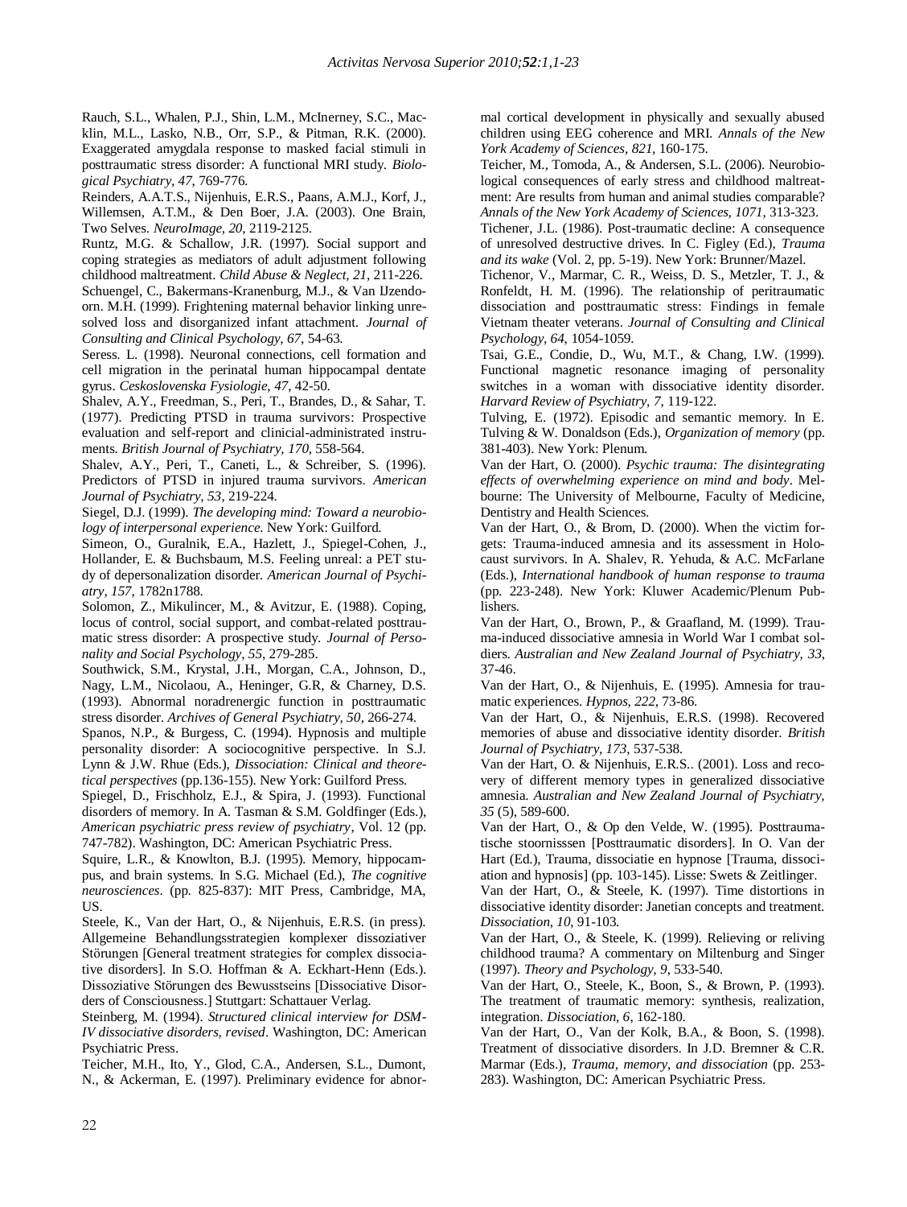Rauch, S.L., Whalen, P.J., Shin, L.M., McInerney, S.C., Macklin, M.L., Lasko, N.B., Orr, S.P., & Pitman, R.K. (2000). Exaggerated amygdala response to masked facial stimuli in posttraumatic stress disorder: A functional MRI study. *Biological Psychiatry, 47*, 769-776.

Reinders, A.A.T.S., Nijenhuis, E.R.S., Paans, A.M.J., Korf, J., Willemsen, A.T.M., & Den Boer, J.A. (2003). One Brain, Two Selves. *NeuroImage, 20*, 2119-2125.

Runtz, M.G. & Schallow, J.R. (1997). Social support and coping strategies as mediators of adult adjustment following childhood maltreatment. *Child Abuse & Neglect, 21*, 211-226.

Schuengel, C., Bakermans-Kranenburg, M.J., & Van IJzendoorn. M.H. (1999). Frightening maternal behavior linking unresolved loss and disorganized infant attachment. *Journal of Consulting and Clinical Psychology, 67*, 54-63.

Seress. L. (1998). Neuronal connections, cell formation and cell migration in the perinatal human hippocampal dentate gyrus. *Ceskoslovenska Fysiologie, 47*, 42-50.

Shalev, A.Y., Freedman, S., Peri, T., Brandes, D., & Sahar, T. (1977). Predicting PTSD in trauma survivors: Prospective evaluation and self-report and clinicial-administrated instruments. *British Journal of Psychiatry, 170*, 558-564.

Shalev, A.Y., Peri, T., Caneti, L., & Schreiber, S. (1996). Predictors of PTSD in injured trauma survivors. *American Journal of Psychiatry, 53*, 219-224.

Siegel, D.J. (1999). *The developing mind: Toward a neurobiology of interpersonal experience*. New York: Guilford.

Simeon, O., Guralnik, E.A., Hazlett, J., Spiegel-Cohen, J., Hollander, E. & Buchsbaum, M.S. Feeling unreal: a PET study of depersonalization disorder. *American Journal of Psychiatry, 157*, 1782n1788.

Solomon, Z., Mikulincer, M., & Avitzur, E. (1988). Coping, locus of control, social support, and combat-related posttraumatic stress disorder: A prospective study. *Journal of Personality and Social Psychology, 55*, 279-285.

Southwick, S.M., Krystal, J.H., Morgan, C.A., Johnson, D., Nagy, L.M., Nicolaou, A., Heninger, G.R, & Charney, D.S. (1993). Abnormal noradrenergic function in posttraumatic stress disorder. *Archives of General Psychiatry, 50*, 266-274.

Spanos, N.P., & Burgess, C. (1994). Hypnosis and multiple personality disorder: A sociocognitive perspective. In S.J. Lynn & J.W. Rhue (Eds.), *Dissociation: Clinical and theoretical perspectives* (pp.136-155). New York: Guilford Press.

Spiegel, D., Frischholz, E.J., & Spira, J. (1993). Functional disorders of memory. In A. Tasman & S.M. Goldfinger (Eds.), *American psychiatric press review of psychiatry*, Vol. 12 (pp. 747-782). Washington, DC: American Psychiatric Press.

Squire, L.R., & Knowlton, B.J. (1995). Memory, hippocampus, and brain systems. In S.G. Michael (Ed.), *The cognitive neurosciences*. (pp. 825-837): MIT Press, Cambridge, MA, US.

Steele, K., Van der Hart, O., & Nijenhuis, E.R.S. (in press). Allgemeine Behandlungsstrategien komplexer dissoziativer Störungen [General treatment strategies for complex dissociative disorders]. In S.O. Hoffman & A. Eckhart-Henn (Eds.). Dissoziative Störungen des Bewusstseins [Dissociative Disorders of Consciousness.] Stuttgart: Schattauer Verlag.

Steinberg, M. (1994). *Structured clinical interview for DSM-IV dissociative disorders, revised*. Washington, DC: American Psychiatric Press.

Teicher, M.H., Ito, Y., Glod, C.A., Andersen, S.L., Dumont, N., & Ackerman, E. (1997). Preliminary evidence for abnormal cortical development in physically and sexually abused children using EEG coherence and MRI. *Annals of the New York Academy of Sciences, 821*, 160-175.

Teicher, M., Tomoda, A., & Andersen, S.L. (2006). Neurobiological consequences of early stress and childhood maltreatment: Are results from human and animal studies comparable? *Annals of the New York Academy of Sciences, 1071*, 313-323.

Tichener, J.L. (1986). Post-traumatic decline: A consequence of unresolved destructive drives. In C. Figley (Ed.), *Trauma and its wake* (Vol. 2, pp. 5-19). New York: Brunner/Mazel.

Tichenor, V., Marmar, C. R., Weiss, D. S., Metzler, T. J., & Ronfeldt, H. M. (1996). The relationship of peritraumatic dissociation and posttraumatic stress: Findings in female Vietnam theater veterans. *Journal of Consulting and Clinical Psychology, 64*, 1054-1059.

Tsai, G.E., Condie, D., Wu, M.T., & Chang, I.W. (1999). Functional magnetic resonance imaging of personality switches in a woman with dissociative identity disorder. *Harvard Review of Psychiatry, 7*, 119-122.

Tulving, E. (1972). Episodic and semantic memory. In E. Tulving & W. Donaldson (Eds.), *Organization of memory* (pp. 381-403). New York: Plenum.

Van der Hart, O. (2000). *Psychic trauma: The disintegrating effects of overwhelming experience on mind and body*. Melbourne: The University of Melbourne, Faculty of Medicine, Dentistry and Health Sciences.

Van der Hart, O., & Brom, D. (2000). When the victim forgets: Trauma-induced amnesia and its assessment in Holocaust survivors. In A. Shalev, R. Yehuda, & A.C. McFarlane (Eds.), *International handbook of human response to trauma* (pp. 223-248). New York: Kluwer Academic/Plenum Publishers.

Van der Hart, O., Brown, P., & Graafland, M. (1999). Trauma-induced dissociative amnesia in World War I combat soldiers. *Australian and New Zealand Journal of Psychiatry, 33*, 37-46.

Van der Hart, O., & Nijenhuis, E. (1995). Amnesia for traumatic experiences. *Hypnos, 222*, 73-86.

Van der Hart, O., & Nijenhuis, E.R.S. (1998). Recovered memories of abuse and dissociative identity disorder. *British Journal of Psychiatry, 173*, 537-538.

Van der Hart, O. & Nijenhuis, E.R.S.. (2001). Loss and recovery of different memory types in generalized dissociative amnesia. *Australian and New Zealand Journal of Psychiatry, 35* (5), 589-600.

Van der Hart, O., & Op den Velde, W. (1995). Posttraumatische stoornisssen [Posttraumatic disorders]. In O. Van der Hart (Ed.), Trauma, dissociatie en hypnose [Trauma, dissociation and hypnosis] (pp. 103-145). Lisse: Swets & Zeitlinger.

Van der Hart, O., & Steele, K. (1997). Time distortions in dissociative identity disorder: Janetian concepts and treatment. *Dissociation, 10*, 91-103.

Van der Hart, O., & Steele, K. (1999). Relieving or reliving childhood trauma? A commentary on Miltenburg and Singer (1997). *Theory and Psychology, 9*, 533-540.

Van der Hart, O., Steele, K., Boon, S., & Brown, P. (1993). The treatment of traumatic memory: synthesis, realization, integration. *Dissociation, 6*, 162-180.

Van der Hart, O., Van der Kolk, B.A., & Boon, S. (1998). Treatment of dissociative disorders. In J.D. Bremner & C.R. Marmar (Eds.), *Trauma, memory, and dissociation* (pp. 253-283). Washington, DC: American Psychiatric Press.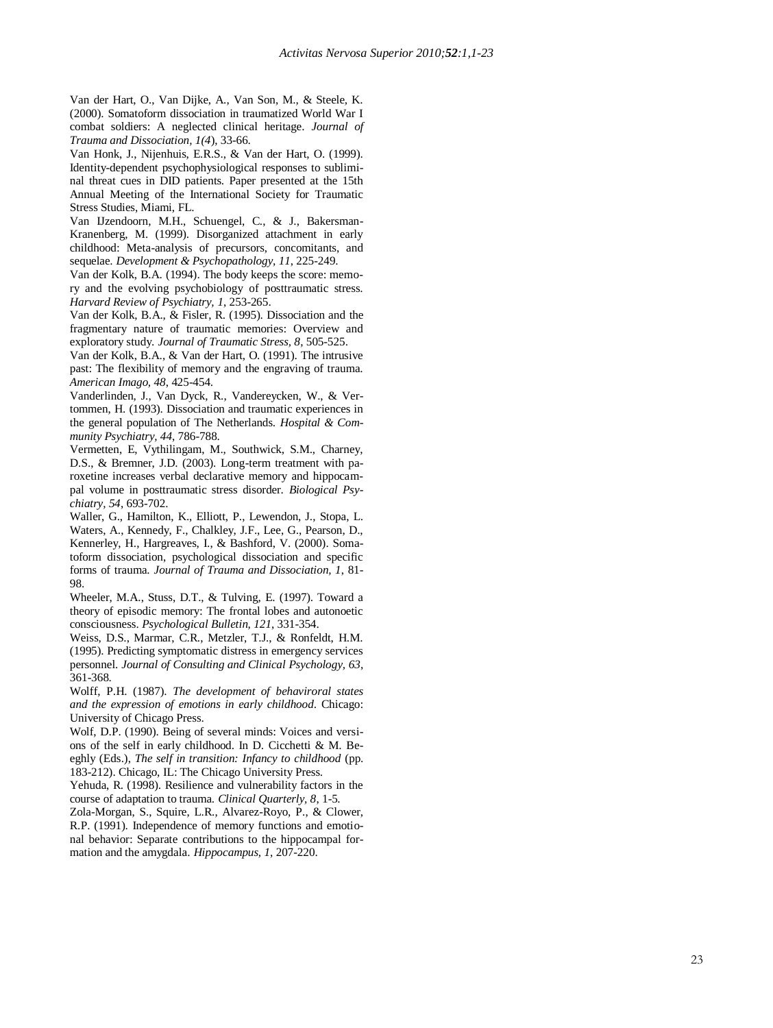Van der Hart, O., Van Dijke, A., Van Son, M., & Steele, K. (2000). Somatoform dissociation in traumatized World War I combat soldiers: A neglected clinical heritage. *Journal of Trauma and Dissociation, 1(4*), 33-66.

Van Honk, J., Nijenhuis, E.R.S., & Van der Hart, O. (1999). Identity-dependent psychophysiological responses to subliminal threat cues in DID patients. Paper presented at the 15th Annual Meeting of the International Society for Traumatic Stress Studies, Miami, FL.

Van IJzendoorn, M.H., Schuengel, C., & J., Bakersman-Kranenberg, M. (1999). Disorganized attachment in early childhood: Meta-analysis of precursors, concomitants, and sequelae. *Development & Psychopathology, 11*, 225-249.

Van der Kolk, B.A. (1994). The body keeps the score: memory and the evolving psychobiology of posttraumatic stress. *Harvard Review of Psychiatry, 1*, 253-265.

Van der Kolk, B.A., & Fisler, R. (1995). Dissociation and the fragmentary nature of traumatic memories: Overview and exploratory study. *Journal of Traumatic Stress, 8*, 505-525.

Van der Kolk, B.A., & Van der Hart, O. (1991). The intrusive past: The flexibility of memory and the engraving of trauma. *American Imago, 48*, 425-454.

Vanderlinden, J., Van Dyck, R., Vandereycken, W., & Vertommen, H. (1993). Dissociation and traumatic experiences in the general population of The Netherlands. *Hospital & Community Psychiatry, 44*, 786-788.

Vermetten, E, Vythilingam, M., Southwick, S.M., Charney, D.S., & Bremner, J.D. (2003). Long-term treatment with paroxetine increases verbal declarative memory and hippocampal volume in posttraumatic stress disorder. *Biological Psychiatry, 54*, 693-702.

Waller, G., Hamilton, K., Elliott, P., Lewendon, J., Stopa, L. Waters, A., Kennedy, F., Chalkley, J.F., Lee, G., Pearson, D., Kennerley, H., Hargreaves, I., & Bashford, V. (2000). Somatoform dissociation, psychological dissociation and specific forms of trauma. *Journal of Trauma and Dissociation, 1*, 81-98.

Wheeler, M.A., Stuss, D.T., & Tulving, E. (1997). Toward a theory of episodic memory: The frontal lobes and autonoetic consciousness. *Psychological Bulletin, 121*, 331-354.

Weiss, D.S., Marmar, C.R., Metzler, T.J., & Ronfeldt, H.M. (1995). Predicting symptomatic distress in emergency services personnel. *Journal of Consulting and Clinical Psychology, 63*, 361-368.

Wolff, P.H. (1987). *The development of behaviroral states and the expression of emotions in early childhood*. Chicago: University of Chicago Press.

Wolf, D.P. (1990). Being of several minds: Voices and versions of the self in early childhood. In D. Cicchetti & M. Beeghly (Eds.), *The self in transition: Infancy to childhood* (pp. 183-212). Chicago, IL: The Chicago University Press.

Yehuda, R. (1998). Resilience and vulnerability factors in the course of adaptation to trauma. *Clinical Quarterly, 8*, 1-5.

Zola-Morgan, S., Squire, L.R., Alvarez-Royo, P., & Clower, R.P. (1991). Independence of memory functions and emotional behavior: Separate contributions to the hippocampal formation and the amygdala. *Hippocampus, 1*, 207-220.